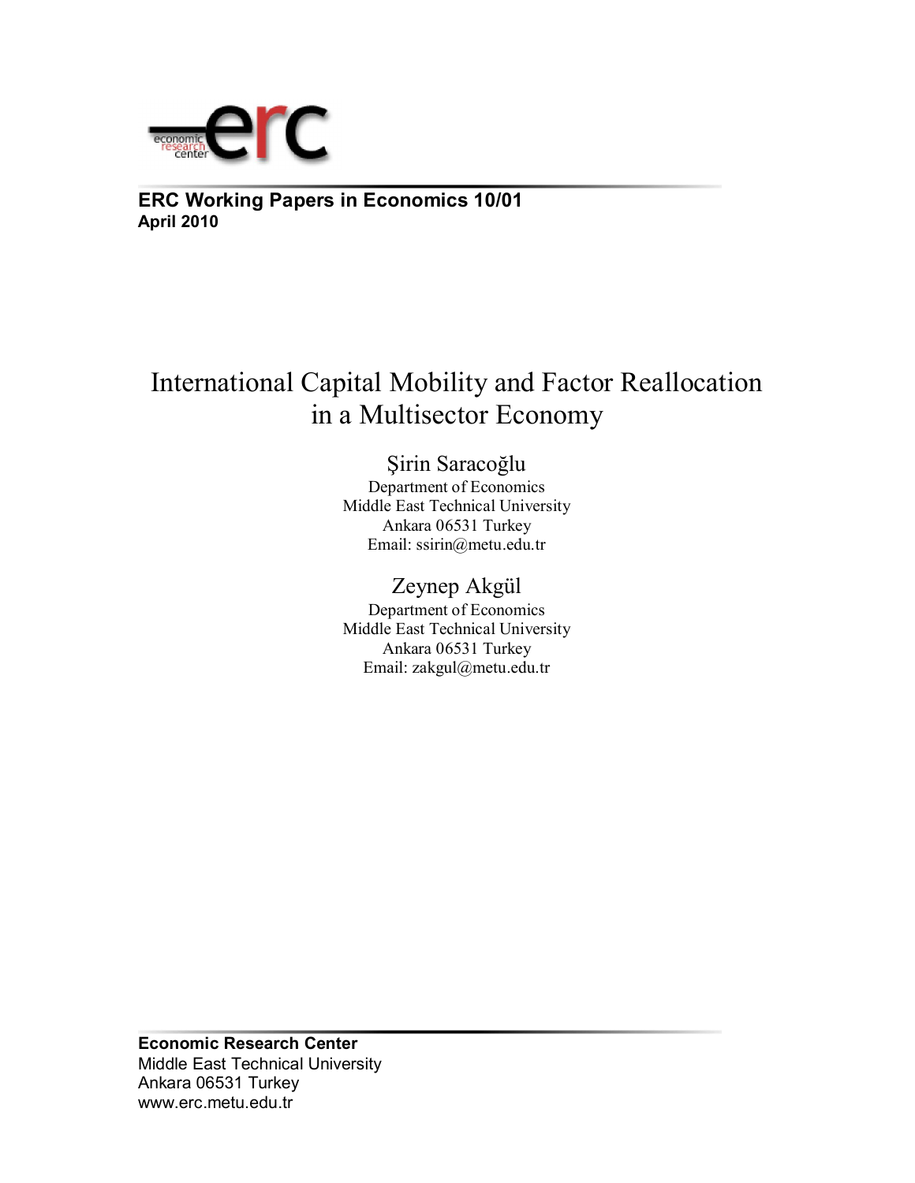**ERC Working Papers in Economics 10/01**
**April 2010**

# International Capital Mobility and Factor Reallocation in a Multisector Economy

Şirin Saracoğlu
Department of Economics
Middle East Technical University
Ankara 06531 Turkey
Email: ssirin@metu.edu.tr

Zeynep Akgül
Department of Economics
Middle East Technical University
Ankara 06531 Turkey
Email: zakgul@metu.edu.tr

**Economic Research Center**
Middle East Technical University
Ankara 06531 Turkey
www.erc.metu.edu.tr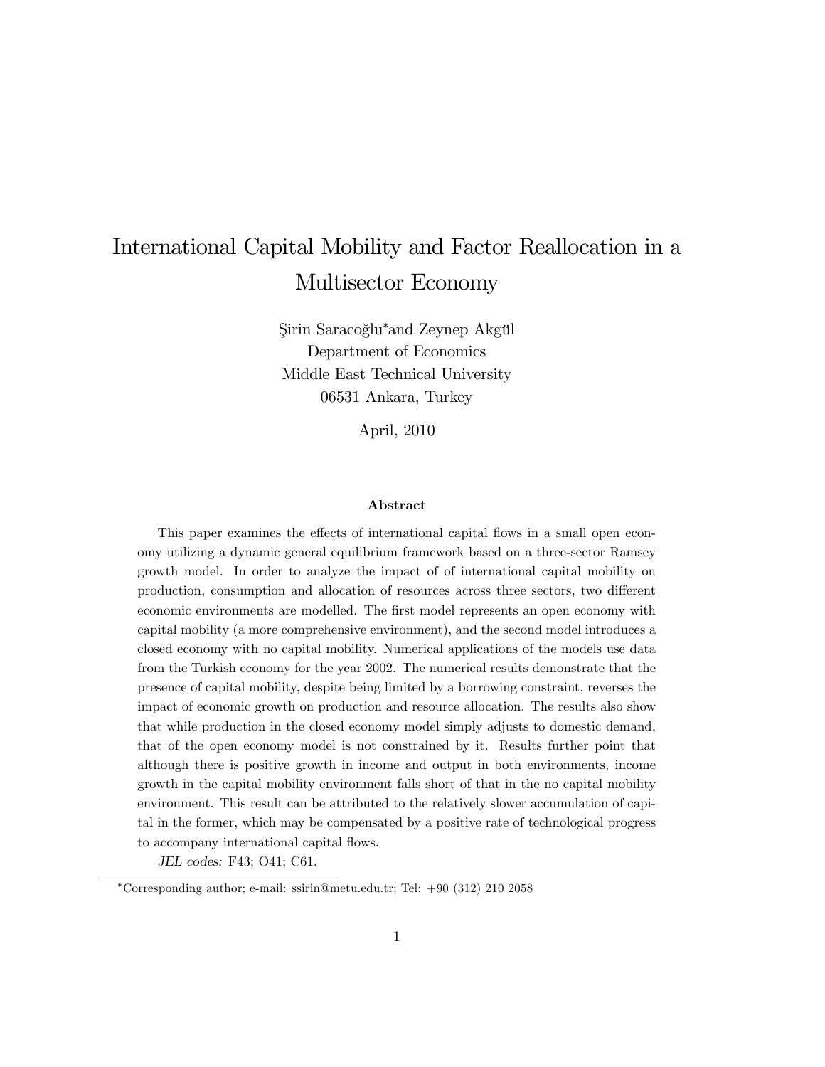# International Capital Mobility and Factor Reallocation in a Multisector Economy

Şirin Saracoğlu[*] and Zeynep Akgül
Department of Economics
Middle East Technical University
06531 Ankara, Turkey

April, 2010

### Abstract

This paper examines the effects of international capital flows in a small open economy utilizing a dynamic general equilibrium framework based on a three-sector Ramsey growth model. In order to analyze the impact of of international capital mobility on production, consumption and allocation of resources across three sectors, two different economic environments are modelled. The first model represents an open economy with capital mobility (a more comprehensive environment), and the second model introduces a closed economy with no capital mobility. Numerical applications of the models use data from the Turkish economy for the year 2002. The numerical results demonstrate that the presence of capital mobility, despite being limited by a borrowing constraint, reverses the impact of economic growth on production and resource allocation. The results also show that while production in the closed economy model simply adjusts to domestic demand, that of the open economy model is not constrained by it. Results further point that although there is positive growth in income and output in both environments, income growth in the capital mobility environment falls short of that in the no capital mobility environment. This result can be attributed to the relatively slower accumulation of capital in the former, which may be compensated by a positive rate of technological progress to accompany international capital flows.

*JEL codes:* F43; O41; C61.

[*]Corresponding author; e-mail: ssirin@metu.edu.tr; Tel: +90 (312) 210 2058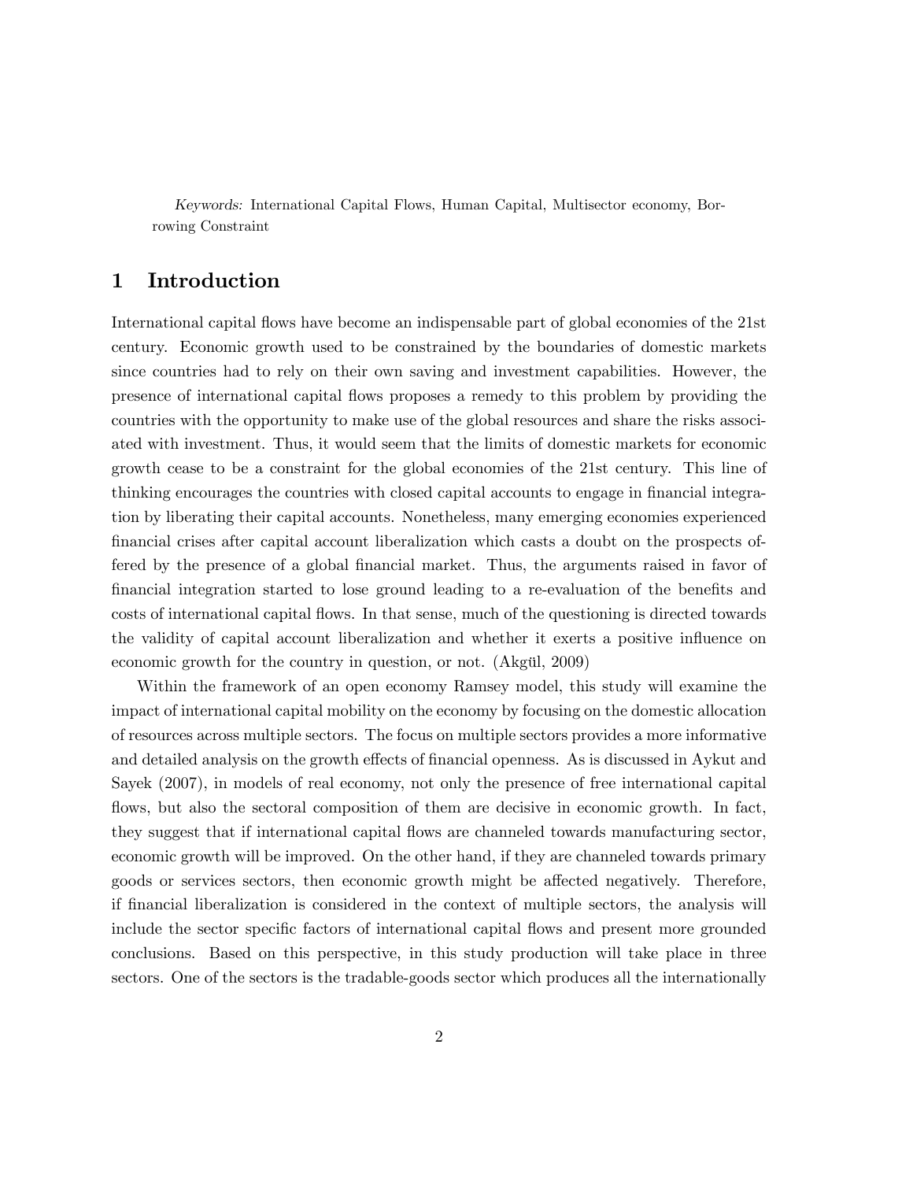*Keywords:* International Capital Flows, Human Capital, Multisector economy, Borrowing Constraint

# 1 Introduction

International capital flows have become an indispensable part of global economies of the 21st century. Economic growth used to be constrained by the boundaries of domestic markets since countries had to rely on their own saving and investment capabilities. However, the presence of international capital flows proposes a remedy to this problem by providing the countries with the opportunity to make use of the global resources and share the risks associated with investment. Thus, it would seem that the limits of domestic markets for economic growth cease to be a constraint for the global economies of the 21st century. This line of thinking encourages the countries with closed capital accounts to engage in financial integration by liberating their capital accounts. Nonetheless, many emerging economies experienced financial crises after capital account liberalization which casts a doubt on the prospects offered by the presence of a global financial market. Thus, the arguments raised in favor of financial integration started to lose ground leading to a re-evaluation of the benefits and costs of international capital flows. In that sense, much of the questioning is directed towards the validity of capital account liberalization and whether it exerts a positive influence on economic growth for the country in question, or not. (Akgül, 2009)

Within the framework of an open economy Ramsey model, this study will examine the impact of international capital mobility on the economy by focusing on the domestic allocation of resources across multiple sectors. The focus on multiple sectors provides a more informative and detailed analysis on the growth effects of financial openness. As is discussed in Aykut and Sayek (2007), in models of real economy, not only the presence of free international capital flows, but also the sectoral composition of them are decisive in economic growth. In fact, they suggest that if international capital flows are channeled towards manufacturing sector, economic growth will be improved. On the other hand, if they are channeled towards primary goods or services sectors, then economic growth might be affected negatively. Therefore, if financial liberalization is considered in the context of multiple sectors, the analysis will include the sector specific factors of international capital flows and present more grounded conclusions. Based on this perspective, in this study production will take place in three sectors. One of the sectors is the tradable-goods sector which produces all the internationally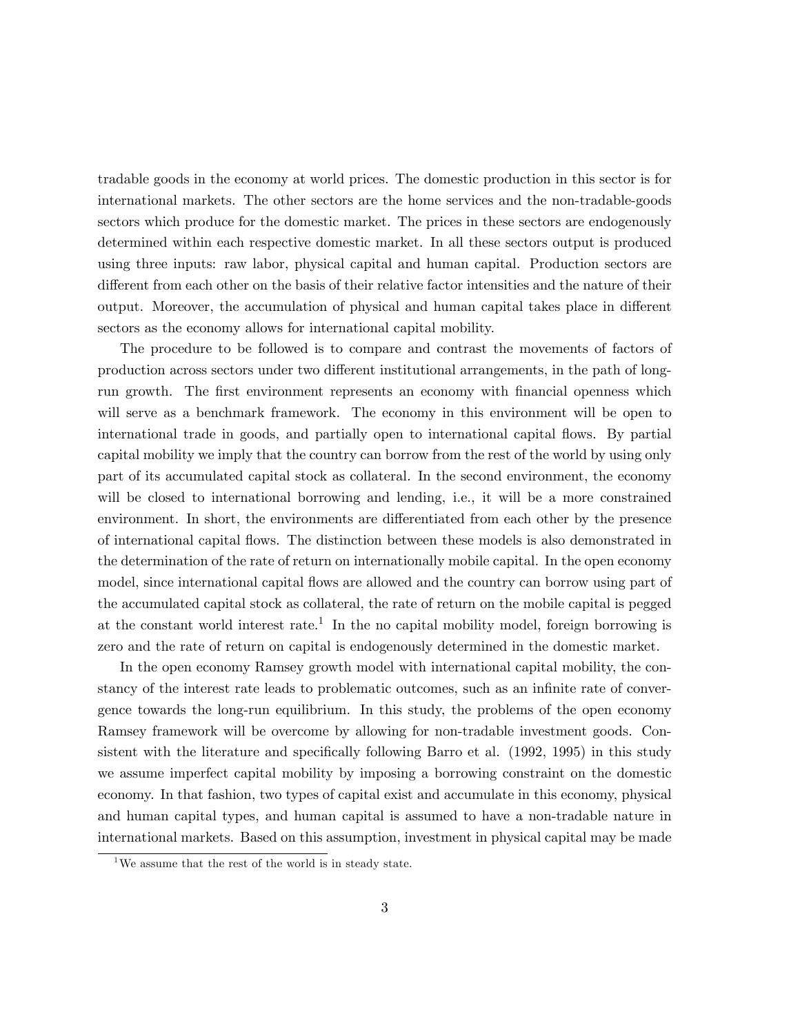tradable goods in the economy at world prices. The domestic production in this sector is for international markets. The other sectors are the home services and the non-tradable-goods sectors which produce for the domestic market. The prices in these sectors are endogenously determined within each respective domestic market. In all these sectors output is produced using three inputs: raw labor, physical capital and human capital. Production sectors are different from each other on the basis of their relative factor intensities and the nature of their output. Moreover, the accumulation of physical and human capital takes place in different sectors as the economy allows for international capital mobility.

The procedure to be followed is to compare and contrast the movements of factors of production across sectors under two different institutional arrangements, in the path of long-run growth. The first environment represents an economy with financial openness which will serve as a benchmark framework. The economy in this environment will be open to international trade in goods, and partially open to international capital flows. By partial capital mobility we imply that the country can borrow from the rest of the world by using only part of its accumulated capital stock as collateral. In the second environment, the economy will be closed to international borrowing and lending, i.e., it will be a more constrained environment. In short, the environments are differentiated from each other by the presence of international capital flows. The distinction between these models is also demonstrated in the determination of the rate of return on internationally mobile capital. In the open economy model, since international capital flows are allowed and the country can borrow using part of the accumulated capital stock as collateral, the rate of return on the mobile capital is pegged at the constant world interest rate.[1] In the no capital mobility model, foreign borrowing is zero and the rate of return on capital is endogenously determined in the domestic market.

In the open economy Ramsey growth model with international capital mobility, the constancy of the interest rate leads to problematic outcomes, such as an infinite rate of convergence towards the long-run equilibrium. In this study, the problems of the open economy Ramsey framework will be overcome by allowing for non-tradable investment goods. Consistent with the literature and specifically following Barro et al. (1992, 1995) in this study we assume imperfect capital mobility by imposing a borrowing constraint on the domestic economy. In that fashion, two types of capital exist and accumulate in this economy, physical and human capital types, and human capital is assumed to have a non-tradable nature in international markets. Based on this assumption, investment in physical capital may be made

[1] We assume that the rest of the world is in steady state.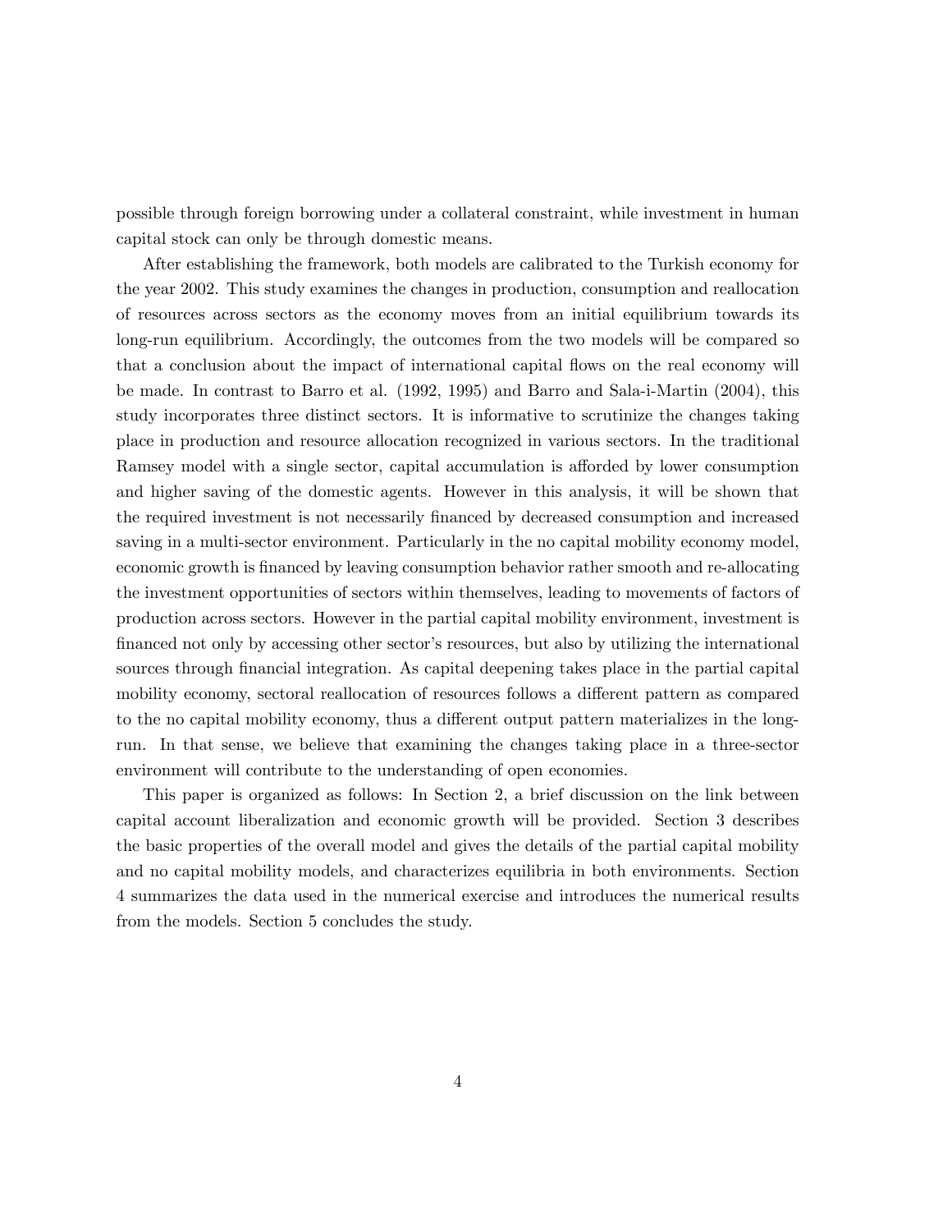possible through foreign borrowing under a collateral constraint, while investment in human capital stock can only be through domestic means.

After establishing the framework, both models are calibrated to the Turkish economy for the year 2002. This study examines the changes in production, consumption and reallocation of resources across sectors as the economy moves from an initial equilibrium towards its long-run equilibrium. Accordingly, the outcomes from the two models will be compared so that a conclusion about the impact of international capital flows on the real economy will be made. In contrast to Barro et al. (1992, 1995) and Barro and Sala-i-Martin (2004), this study incorporates three distinct sectors. It is informative to scrutinize the changes taking place in production and resource allocation recognized in various sectors. In the traditional Ramsey model with a single sector, capital accumulation is afforded by lower consumption and higher saving of the domestic agents. However in this analysis, it will be shown that the required investment is not necessarily financed by decreased consumption and increased saving in a multi-sector environment. Particularly in the no capital mobility economy model, economic growth is financed by leaving consumption behavior rather smooth and re-allocating the investment opportunities of sectors within themselves, leading to movements of factors of production across sectors. However in the partial capital mobility environment, investment is financed not only by accessing other sector's resources, but also by utilizing the international sources through financial integration. As capital deepening takes place in the partial capital mobility economy, sectoral reallocation of resources follows a different pattern as compared to the no capital mobility economy, thus a different output pattern materializes in the long-run. In that sense, we believe that examining the changes taking place in a three-sector environment will contribute to the understanding of open economies.

This paper is organized as follows: In Section 2, a brief discussion on the link between capital account liberalization and economic growth will be provided. Section 3 describes the basic properties of the overall model and gives the details of the partial capital mobility and no capital mobility models, and characterizes equilibria in both environments. Section 4 summarizes the data used in the numerical exercise and introduces the numerical results from the models. Section 5 concludes the study.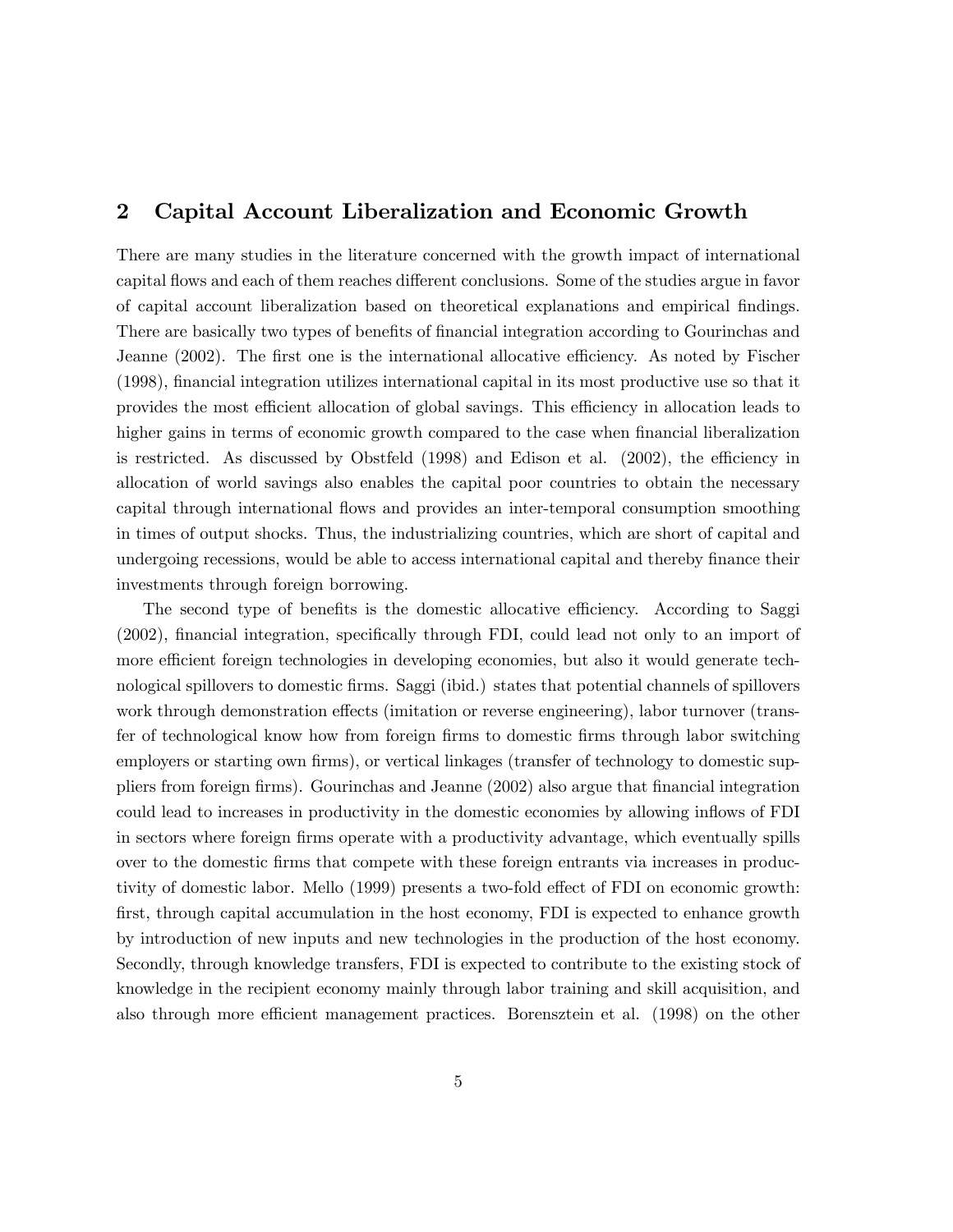## 2 Capital Account Liberalization and Economic Growth

There are many studies in the literature concerned with the growth impact of international capital flows and each of them reaches different conclusions. Some of the studies argue in favor of capital account liberalization based on theoretical explanations and empirical findings. There are basically two types of benefits of financial integration according to Gourinchas and Jeanne (2002). The first one is the international allocative efficiency. As noted by Fischer (1998), financial integration utilizes international capital in its most productive use so that it provides the most efficient allocation of global savings. This efficiency in allocation leads to higher gains in terms of economic growth compared to the case when financial liberalization is restricted. As discussed by Obstfeld (1998) and Edison et al. (2002), the efficiency in allocation of world savings also enables the capital poor countries to obtain the necessary capital through international flows and provides an inter-temporal consumption smoothing in times of output shocks. Thus, the industrializing countries, which are short of capital and undergoing recessions, would be able to access international capital and thereby finance their investments through foreign borrowing.

The second type of benefits is the domestic allocative efficiency. According to Saggi (2002), financial integration, specifically through FDI, could lead not only to an import of more efficient foreign technologies in developing economies, but also it would generate technological spillovers to domestic firms. Saggi (ibid.) states that potential channels of spillovers work through demonstration effects (imitation or reverse engineering), labor turnover (transfer of technological know how from foreign firms to domestic firms through labor switching employers or starting own firms), or vertical linkages (transfer of technology to domestic suppliers from foreign firms). Gourinchas and Jeanne (2002) also argue that financial integration could lead to increases in productivity in the domestic economies by allowing inflows of FDI in sectors where foreign firms operate with a productivity advantage, which eventually spills over to the domestic firms that compete with these foreign entrants via increases in productivity of domestic labor. Mello (1999) presents a two-fold effect of FDI on economic growth: first, through capital accumulation in the host economy, FDI is expected to enhance growth by introduction of new inputs and new technologies in the production of the host economy. Secondly, through knowledge transfers, FDI is expected to contribute to the existing stock of knowledge in the recipient economy mainly through labor training and skill acquisition, and also through more efficient management practices. Borensztein et al. (1998) on the other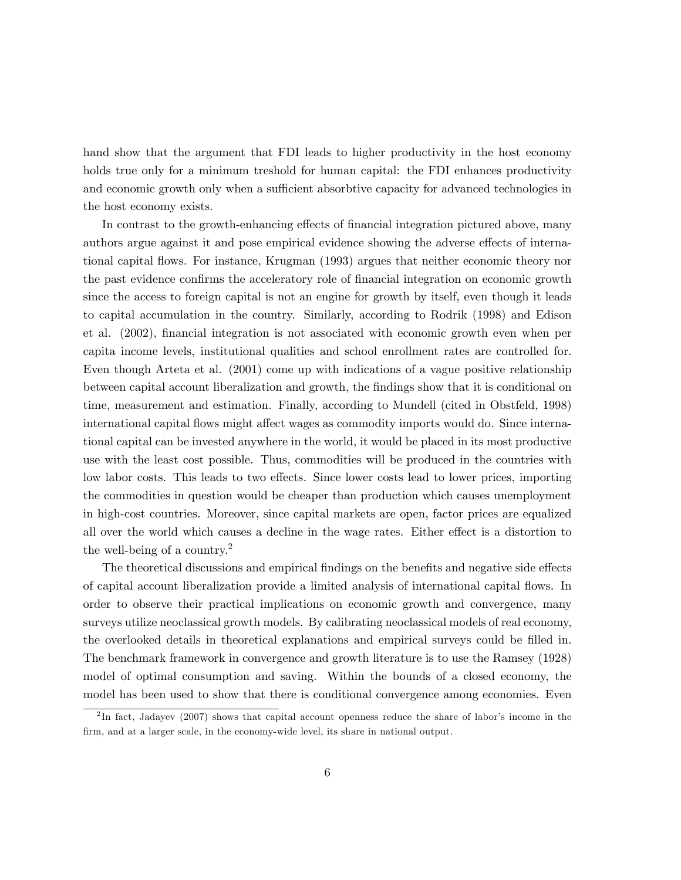hand show that the argument that FDI leads to higher productivity in the host economy holds true only for a minimum treshold for human capital: the FDI enhances productivity and economic growth only when a sufficient absorbtive capacity for advanced technologies in the host economy exists.

In contrast to the growth-enhancing effects of financial integration pictured above, many authors argue against it and pose empirical evidence showing the adverse effects of international capital flows. For instance, Krugman (1993) argues that neither economic theory nor the past evidence confirms the acceleratory role of financial integration on economic growth since the access to foreign capital is not an engine for growth by itself, even though it leads to capital accumulation in the country. Similarly, according to Rodrik (1998) and Edison et al. (2002), financial integration is not associated with economic growth even when per capita income levels, institutional qualities and school enrollment rates are controlled for. Even though Arteta et al. (2001) come up with indications of a vague positive relationship between capital account liberalization and growth, the findings show that it is conditional on time, measurement and estimation. Finally, according to Mundell (cited in Obstfeld, 1998) international capital flows might affect wages as commodity imports would do. Since international capital can be invested anywhere in the world, it would be placed in its most productive use with the least cost possible. Thus, commodities will be produced in the countries with low labor costs. This leads to two effects. Since lower costs lead to lower prices, importing the commodities in question would be cheaper than production which causes unemployment in high-cost countries. Moreover, since capital markets are open, factor prices are equalized all over the world which causes a decline in the wage rates. Either effect is a distortion to the well-being of a country.[2]

The theoretical discussions and empirical findings on the benefits and negative side effects of capital account liberalization provide a limited analysis of international capital flows. In order to observe their practical implications on economic growth and convergence, many surveys utilize neoclassical growth models. By calibrating neoclassical models of real economy, the overlooked details in theoretical explanations and empirical surveys could be filled in. The benchmark framework in convergence and growth literature is to use the Ramsey (1928) model of optimal consumption and saving. Within the bounds of a closed economy, the model has been used to show that there is conditional convergence among economies. Even

[2]In fact, Jadayev (2007) shows that capital account openness reduce the share of labor's income in the firm, and at a larger scale, in the economy-wide level, its share in national output.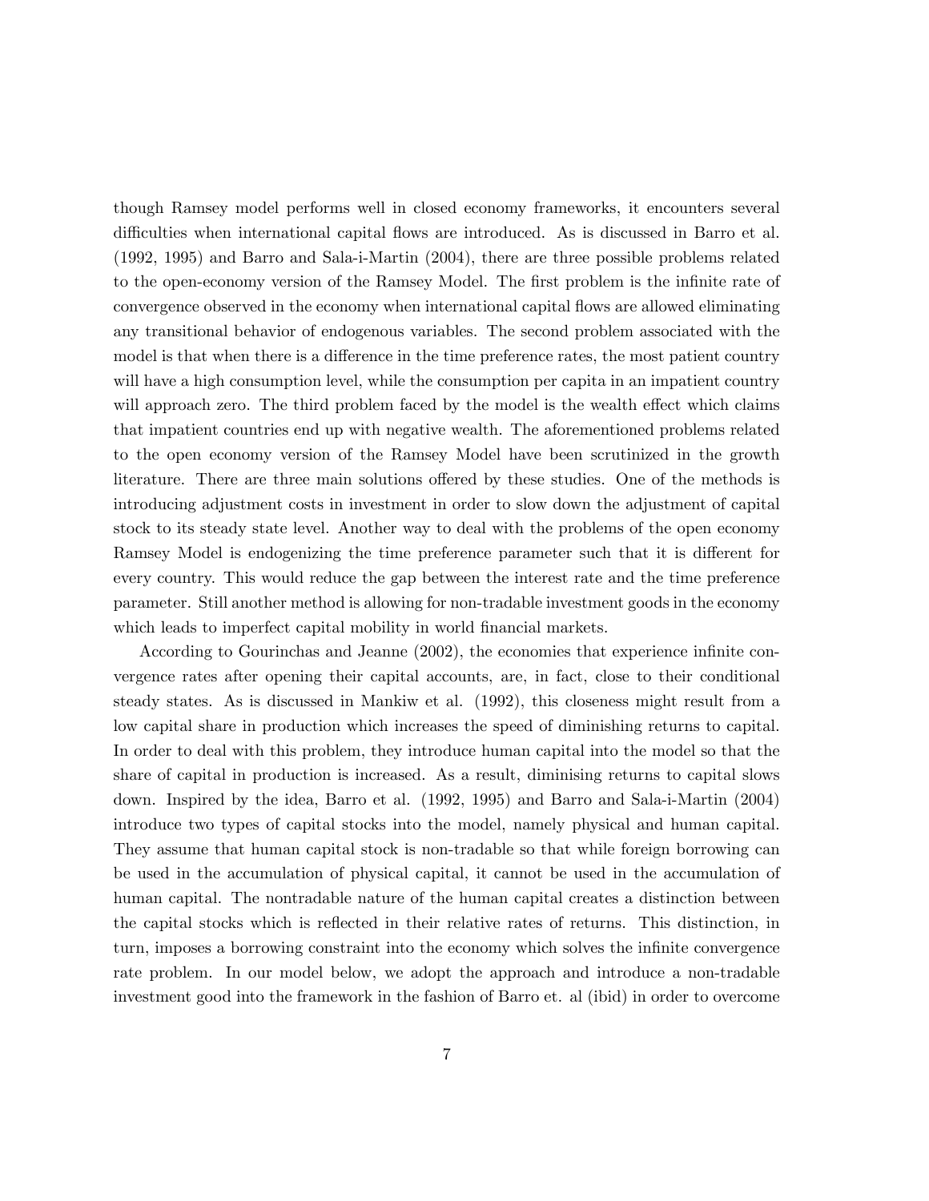though Ramsey model performs well in closed economy frameworks, it encounters several difficulties when international capital flows are introduced. As is discussed in Barro et al. (1992, 1995) and Barro and Sala-i-Martin (2004), there are three possible problems related to the open-economy version of the Ramsey Model. The first problem is the infinite rate of convergence observed in the economy when international capital flows are allowed eliminating any transitional behavior of endogenous variables. The second problem associated with the model is that when there is a difference in the time preference rates, the most patient country will have a high consumption level, while the consumption per capita in an impatient country will approach zero. The third problem faced by the model is the wealth effect which claims that impatient countries end up with negative wealth. The aforementioned problems related to the open economy version of the Ramsey Model have been scrutinized in the growth literature. There are three main solutions offered by these studies. One of the methods is introducing adjustment costs in investment in order to slow down the adjustment of capital stock to its steady state level. Another way to deal with the problems of the open economy Ramsey Model is endogenizing the time preference parameter such that it is different for every country. This would reduce the gap between the interest rate and the time preference parameter. Still another method is allowing for non-tradable investment goods in the economy which leads to imperfect capital mobility in world financial markets.

According to Gourinchas and Jeanne (2002), the economies that experience infinite convergence rates after opening their capital accounts, are, in fact, close to their conditional steady states. As is discussed in Mankiw et al. (1992), this closeness might result from a low capital share in production which increases the speed of diminishing returns to capital. In order to deal with this problem, they introduce human capital into the model so that the share of capital in production is increased. As a result, diminising returns to capital slows down. Inspired by the idea, Barro et al. (1992, 1995) and Barro and Sala-i-Martin (2004) introduce two types of capital stocks into the model, namely physical and human capital. They assume that human capital stock is non-tradable so that while foreign borrowing can be used in the accumulation of physical capital, it cannot be used in the accumulation of human capital. The nontradable nature of the human capital creates a distinction between the capital stocks which is reflected in their relative rates of returns. This distinction, in turn, imposes a borrowing constraint into the economy which solves the infinite convergence rate problem. In our model below, we adopt the approach and introduce a non-tradable investment good into the framework in the fashion of Barro et. al (ibid) in order to overcome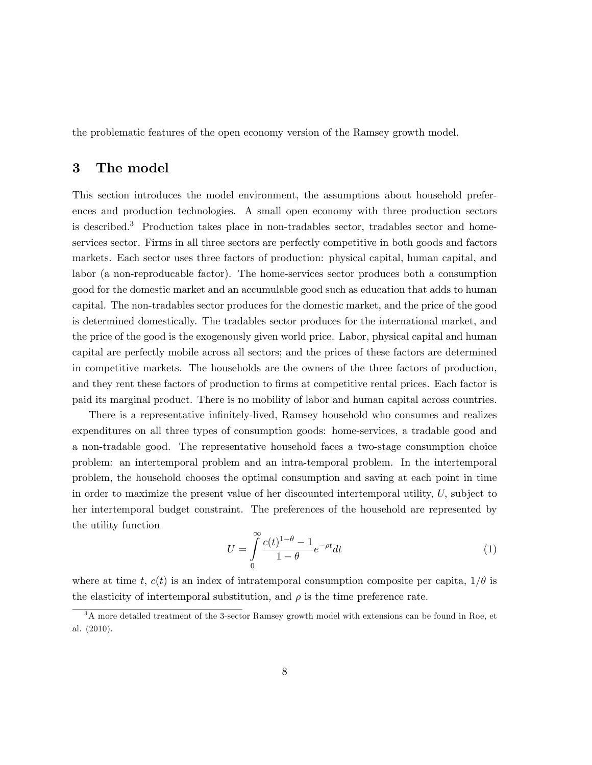the problematic features of the open economy version of the Ramsey growth model.

# 3 The model

This section introduces the model environment, the assumptions about household preferences and production technologies. A small open economy with three production sectors is described.[3] Production takes place in non-tradables sector, tradables sector and home-services sector. Firms in all three sectors are perfectly competitive in both goods and factors markets. Each sector uses three factors of production: physical capital, human capital, and labor (a non-reproducable factor). The home-services sector produces both a consumption good for the domestic market and an accumulable good such as education that adds to human capital. The non-tradables sector produces for the domestic market, and the price of the good is determined domestically. The tradables sector produces for the international market, and the price of the good is the exogenously given world price. Labor, physical capital and human capital are perfectly mobile across all sectors; and the prices of these factors are determined in competitive markets. The households are the owners of the three factors of production, and they rent these factors of production to firms at competitive rental prices. Each factor is paid its marginal product. There is no mobility of labor and human capital across countries.

There is a representative infinitely-lived, Ramsey household who consumes and realizes expenditures on all three types of consumption goods: home-services, a tradable good and a non-tradable good. The representative household faces a two-stage consumption choice problem: an intertemporal problem and an intra-temporal problem. In the intertemporal problem, the household chooses the optimal consumption and saving at each point in time in order to maximize the present value of her discounted intertemporal utility, $U$, subject to her intertemporal budget constraint. The preferences of the household are represented by the utility function

$$U = \int_{0}^{\infty} \frac{c(t)^{1-\theta} - 1}{1-\theta} e^{-\rho t} dt \tag{1}$$

where at time $t$, $c(t)$ is an index of intratemporal consumption composite per capita, $1/\theta$ is the elasticity of intertemporal substitution, and $\rho$ is the time preference rate.

[3] A more detailed treatment of the 3-sector Ramsey growth model with extensions can be found in Roe, et al. (2010).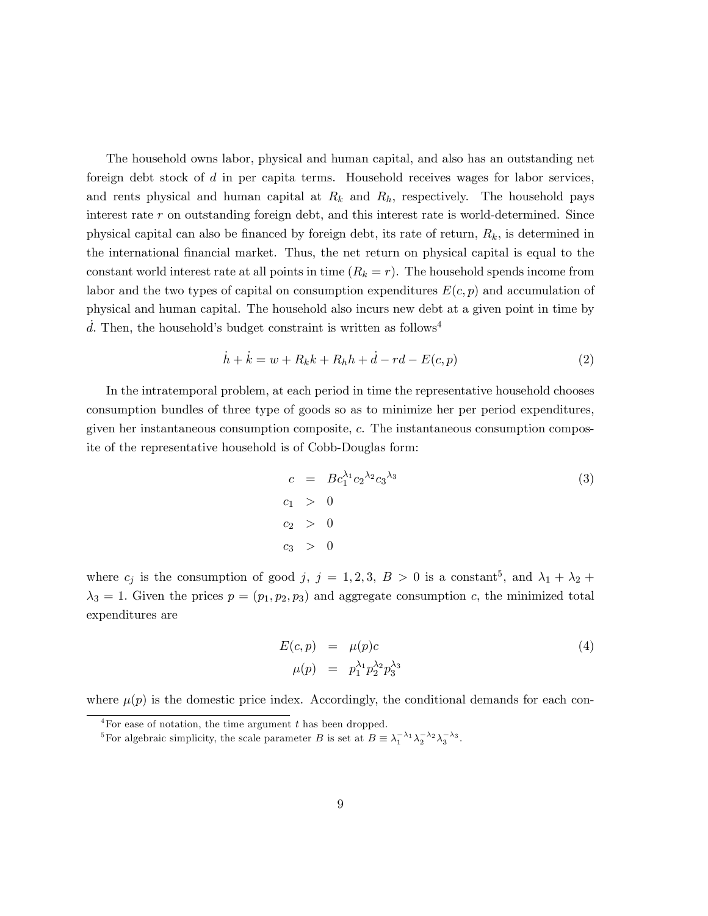The household owns labor, physical and human capital, and also has an outstanding net foreign debt stock of $d$ in per capita terms. Household receives wages for labor services, and rents physical and human capital at $R_k$ and $R_h$, respectively. The household pays interest rate $r$ on outstanding foreign debt, and this interest rate is world-determined. Since physical capital can also be financed by foreign debt, its rate of return, $R_k$, is determined in the international financial market. Thus, the net return on physical capital is equal to the constant world interest rate at all points in time ($R_k = r$). The household spends income from labor and the two types of capital on consumption expenditures $E(c, p)$ and accumulation of physical and human capital. The household also incurs new debt at a given point in time by $\dot{d}$. Then, the household's budget constraint is written as follows[4]

$$\dot{h} + \dot{k} = w + R_k k + R_h h + \dot{d} - rd - E(c, p) \tag{2}$$

In the intratemporal problem, at each period in time the representative household chooses consumption bundles of three type of goods so as to minimize her per period expenditures, given her instantaneous consumption composite, $c$. The instantaneous consumption composite of the representative household is of Cobb-Douglas form:

$$\begin{aligned} c &= Bc_1^{\lambda_1} c_2{}^{\lambda_2} c_3{}^{\lambda_3} \\ c_1 &> 0 \\ c_2 &> 0 \\ c_3 &> 0 \end{aligned} \tag{3}$$

where $c_j$ is the consumption of good $j$, $j = 1, 2, 3$, $B > 0$ is a constant[5], and $\lambda_1 + \lambda_2 + \lambda_3 = 1$. Given the prices $p = (p_1, p_2, p_3)$ and aggregate consumption $c$, the minimized total expenditures are

$$\begin{aligned} E(c, p) &= \mu(p)c \\ \mu(p) &= p_1^{\lambda_1} p_2^{\lambda_2} p_3^{\lambda_3} \end{aligned} \tag{4}$$

where $\mu(p)$ is the domestic price index. Accordingly, the conditional demands for each con-

[4] For ease of notation, the time argument $t$ has been dropped.

[5] For algebraic simplicity, the scale parameter $B$ is set at $B \equiv \lambda_1^{-\lambda_1} \lambda_2^{-\lambda_2} \lambda_3^{-\lambda_3}$.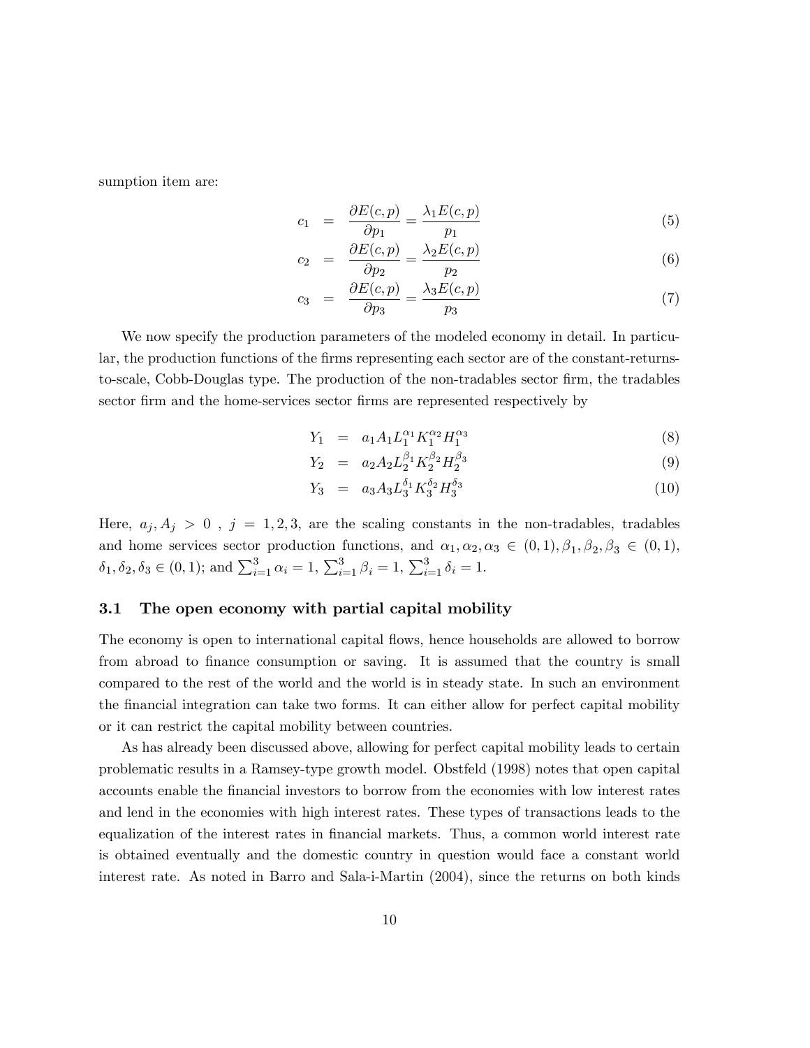sumption item are:

$$c_1 = \frac{\partial E(c,p)}{\partial p_1} = \frac{\lambda_1 E(c,p)}{p_1} \tag{5}$$

$$c_2 = \frac{\partial E(c,p)}{\partial p_2} = \frac{\lambda_2 E(c,p)}{p_2} \tag{6}$$

$$c_3 = \frac{\partial E(c,p)}{\partial p_3} = \frac{\lambda_3 E(c,p)}{p_3} \tag{7}$$

We now specify the production parameters of the modeled economy in detail. In particular, the production functions of the firms representing each sector are of the constant-returns-to-scale, Cobb-Douglas type. The production of the non-tradables sector firm, the tradables sector firm and the home-services sector firms are represented respectively by

$$Y_1 = a_1 A_1 L_1^{\alpha_1} K_1^{\alpha_2} H_1^{\alpha_3} \tag{8}$$

$$Y_2 = a_2 A_2 L_2^{\beta_1} K_2^{\beta_2} H_2^{\beta_3} \tag{9}$$

$$Y_3 = a_3 A_3 L_3^{\delta_1} K_3^{\delta_2} H_3^{\delta_3} \tag{10}$$

Here, $a_j, A_j > 0$ , $j = 1, 2, 3$, are the scaling constants in the non-tradables, tradables and home services sector production functions, and $\alpha_1, \alpha_2, \alpha_3 \in (0,1), \beta_1, \beta_2, \beta_3 \in (0,1)$, $\delta_1, \delta_2, \delta_3 \in (0,1)$; and $\sum_{i=1}^{3} \alpha_i = 1$, $\sum_{i=1}^{3} \beta_i = 1$, $\sum_{i=1}^{3} \delta_i = 1$.

### 3.1 The open economy with partial capital mobility

The economy is open to international capital flows, hence households are allowed to borrow from abroad to finance consumption or saving. It is assumed that the country is small compared to the rest of the world and the world is in steady state. In such an environment the financial integration can take two forms. It can either allow for perfect capital mobility or it can restrict the capital mobility between countries.

As has already been discussed above, allowing for perfect capital mobility leads to certain problematic results in a Ramsey-type growth model. Obstfeld (1998) notes that open capital accounts enable the financial investors to borrow from the economies with low interest rates and lend in the economies with high interest rates. These types of transactions leads to the equalization of the interest rates in financial markets. Thus, a common world interest rate is obtained eventually and the domestic country in question would face a constant world interest rate. As noted in Barro and Sala-i-Martin (2004), since the returns on both kinds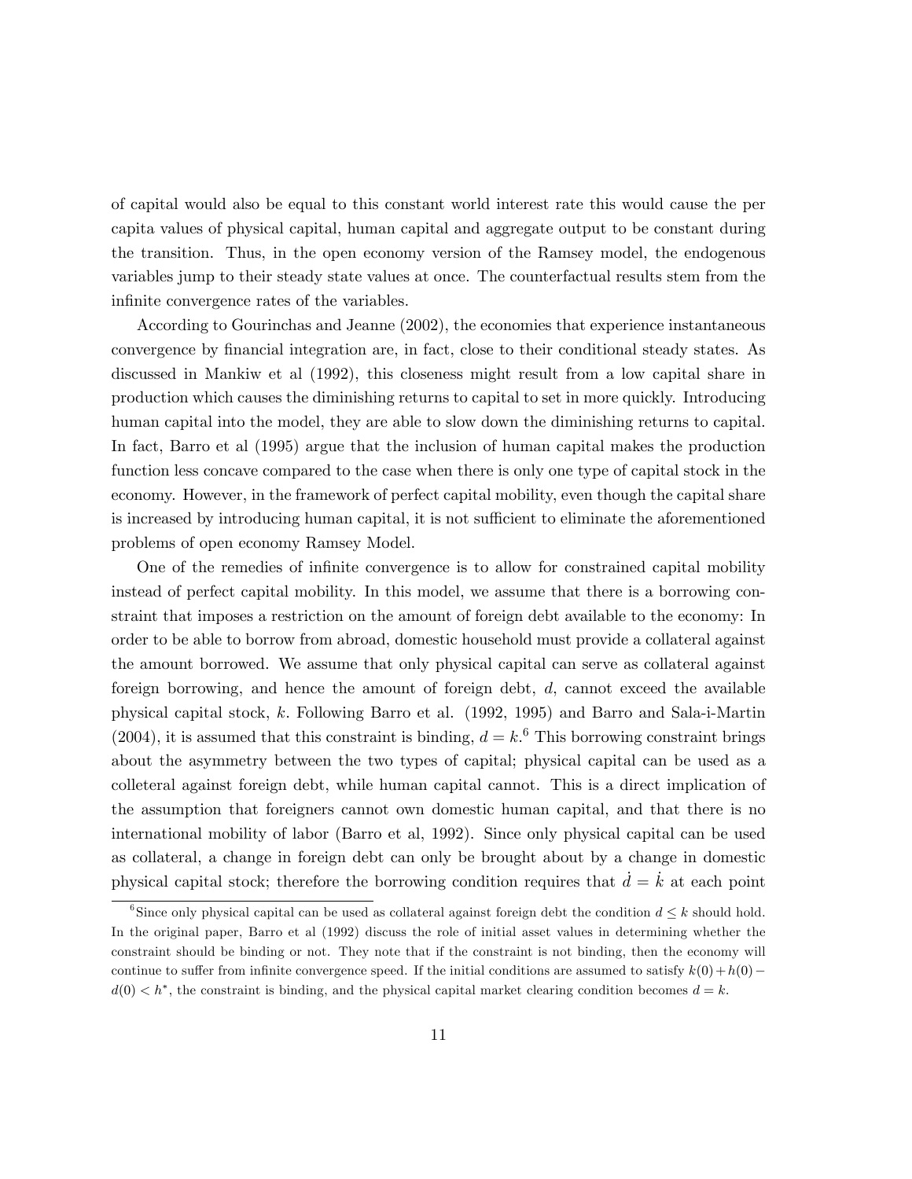of capital would also be equal to this constant world interest rate this would cause the per capita values of physical capital, human capital and aggregate output to be constant during the transition. Thus, in the open economy version of the Ramsey model, the endogenous variables jump to their steady state values at once. The counterfactual results stem from the infinite convergence rates of the variables.

According to Gourinchas and Jeanne (2002), the economies that experience instantaneous convergence by financial integration are, in fact, close to their conditional steady states. As discussed in Mankiw et al (1992), this closeness might result from a low capital share in production which causes the diminishing returns to capital to set in more quickly. Introducing human capital into the model, they are able to slow down the diminishing returns to capital. In fact, Barro et al (1995) argue that the inclusion of human capital makes the production function less concave compared to the case when there is only one type of capital stock in the economy. However, in the framework of perfect capital mobility, even though the capital share is increased by introducing human capital, it is not sufficient to eliminate the aforementioned problems of open economy Ramsey Model.

One of the remedies of infinite convergence is to allow for constrained capital mobility instead of perfect capital mobility. In this model, we assume that there is a borrowing constraint that imposes a restriction on the amount of foreign debt available to the economy: In order to be able to borrow from abroad, domestic household must provide a collateral against the amount borrowed. We assume that only physical capital can serve as collateral against foreign borrowing, and hence the amount of foreign debt, $d$, cannot exceed the available physical capital stock, $k$. Following Barro et al. (1992, 1995) and Barro and Sala-i-Martin (2004), it is assumed that this constraint is binding, $d = k$.[6] This borrowing constraint brings about the asymmetry between the two types of capital; physical capital can be used as a colleteral against foreign debt, while human capital cannot. This is a direct implication of the assumption that foreigners cannot own domestic human capital, and that there is no international mobility of labor (Barro et al, 1992). Since only physical capital can be used as collateral, a change in foreign debt can only be brought about by a change in domestic physical capital stock; therefore the borrowing condition requires that $\dot{d} = \dot{k}$ at each point

[6] Since only physical capital can be used as collateral against foreign debt the condition $d \leq k$ should hold. In the original paper, Barro et al (1992) discuss the role of initial asset values in determining whether the constraint should be binding or not. They note that if the constraint is not binding, then the economy will continue to suffer from infinite convergence speed. If the initial conditions are assumed to satisfy $k(0) + h(0) - d(0) < h^*$, the constraint is binding, and the physical capital market clearing condition becomes $d = k$.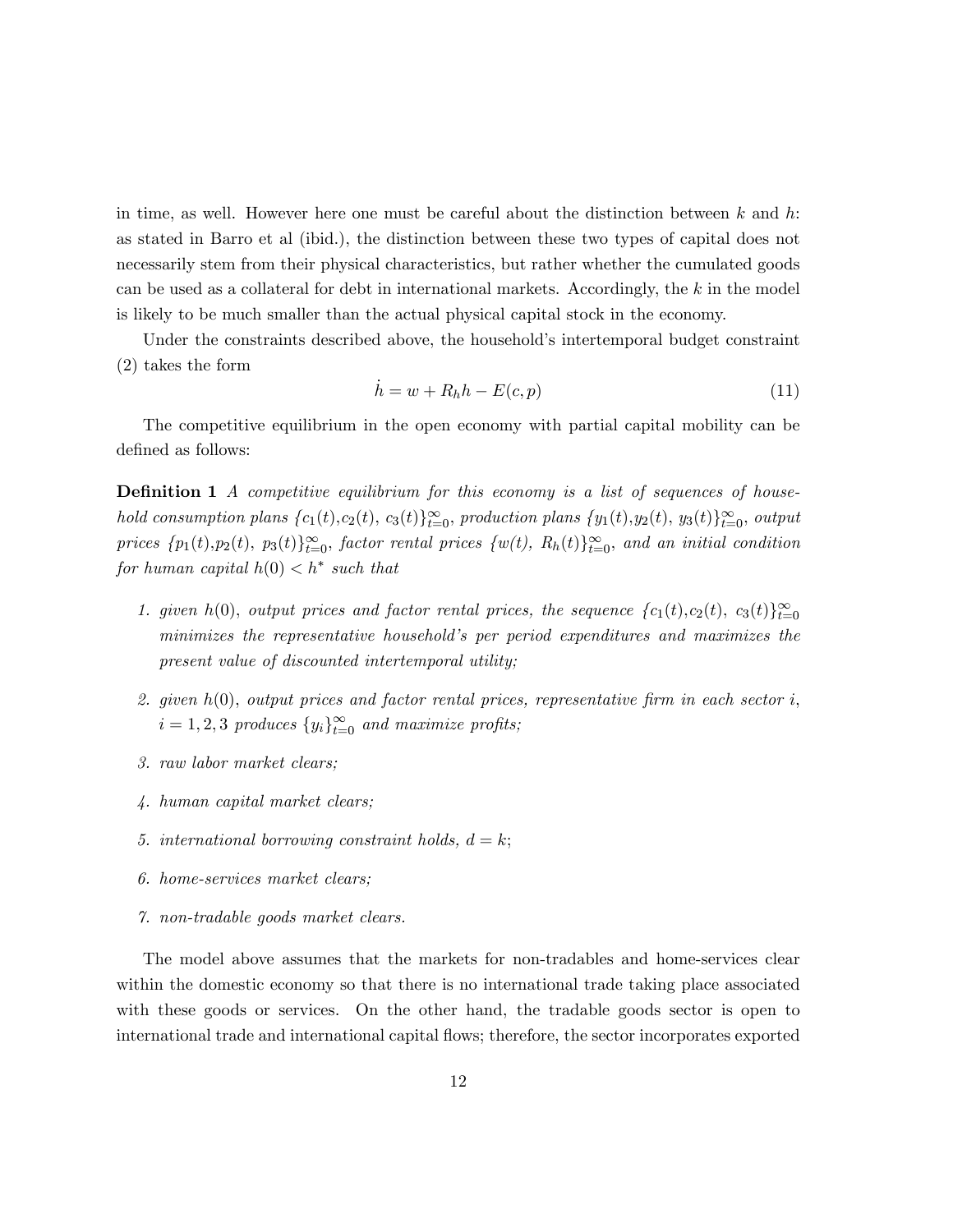in time, as well. However here one must be careful about the distinction between $k$ and $h$: as stated in Barro et al (ibid.), the distinction between these two types of capital does not necessarily stem from their physical characteristics, but rather whether the cumulated goods can be used as a collateral for debt in international markets. Accordingly, the $k$ in the model is likely to be much smaller than the actual physical capital stock in the economy.

Under the constraints described above, the household's intertemporal budget constraint (2) takes the form

$$\dot{h} = w + R_h h - E(c, p) \tag{11}$$

The competitive equilibrium in the open economy with partial capital mobility can be defined as follows:

**Definition 1** *A competitive equilibrium for this economy is a list of sequences of household consumption plans $\{c_1(t), c_2(t), c_3(t)\}_{t=0}^{\infty}$, production plans $\{y_1(t), y_2(t), y_3(t)\}_{t=0}^{\infty}$, output prices $\{p_1(t), p_2(t), p_3(t)\}_{t=0}^{\infty}$, factor rental prices $\{w(t), R_h(t)\}_{t=0}^{\infty}$, and an initial condition for human capital $h(0) < h^*$ such that*

1. *given $h(0)$, output prices and factor rental prices, the sequence $\{c_1(t), c_2(t), c_3(t)\}_{t=0}^{\infty}$ minimizes the representative household's per period expenditures and maximizes the present value of discounted intertemporal utility;*
2. *given $h(0)$, output prices and factor rental prices, representative firm in each sector $i$, $i = 1, 2, 3$ produces $\{y_i\}_{t=0}^{\infty}$ and maximize profits;*
3. *raw labor market clears;*
4. *human capital market clears;*
5. *international borrowing constraint holds, $d = k$;*
6. *home-services market clears;*
7. *non-tradable goods market clears.*

The model above assumes that the markets for non-tradables and home-services clear within the domestic economy so that there is no international trade taking place associated with these goods or services. On the other hand, the tradable goods sector is open to international trade and international capital flows; therefore, the sector incorporates exported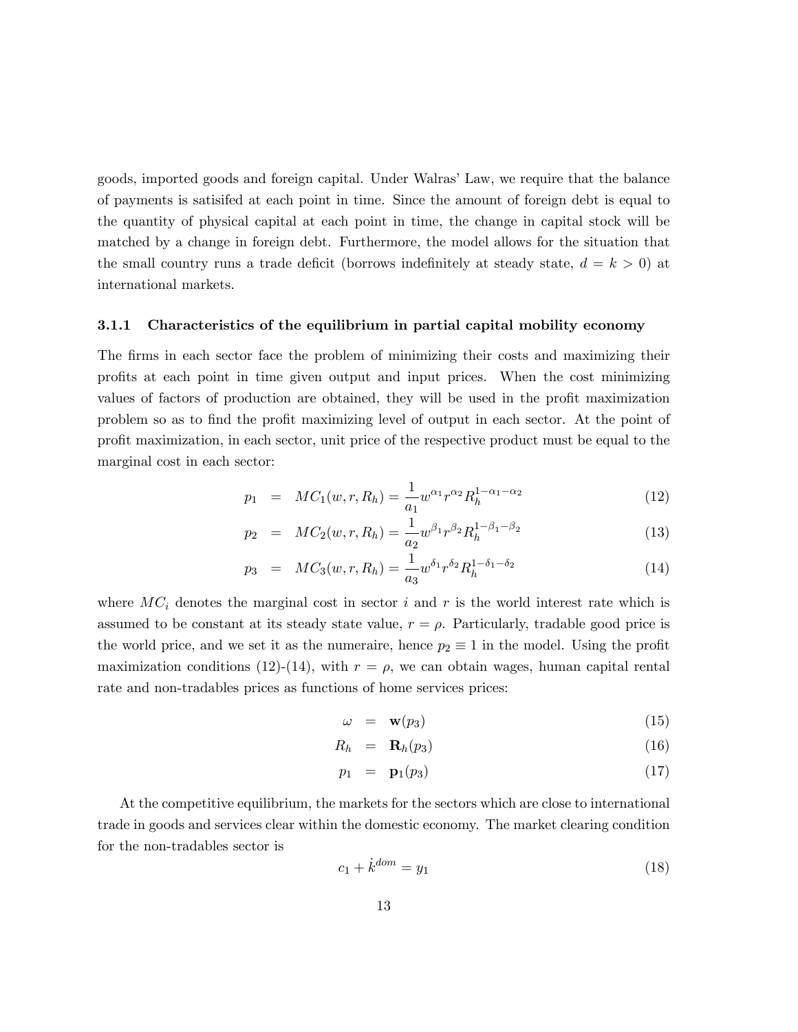goods, imported goods and foreign capital. Under Walras' Law, we require that the balance of payments is satisifed at each point in time. Since the amount of foreign debt is equal to the quantity of physical capital at each point in time, the change in capital stock will be matched by a change in foreign debt. Furthermore, the model allows for the situation that the small country runs a trade deficit (borrows indefinitely at steady state, $d = k > 0$) at international markets.

### 3.1.1 Characteristics of the equilibrium in partial capital mobility economy

The firms in each sector face the problem of minimizing their costs and maximizing their profits at each point in time given output and input prices. When the cost minimizing values of factors of production are obtained, they will be used in the profit maximization problem so as to find the profit maximizing level of output in each sector. At the point of profit maximization, in each sector, unit price of the respective product must be equal to the marginal cost in each sector:

$$p_1 = MC_1(w, r, R_h) = \frac{1}{a_1} w^{\alpha_1} r^{\alpha_2} R_h^{1-\alpha_1-\alpha_2} \tag{12}$$

$$p_2 = MC_2(w, r, R_h) = \frac{1}{a_2} w^{\beta_1} r^{\beta_2} R_h^{1-\beta_1-\beta_2} \tag{13}$$

$$p_3 = MC_3(w, r, R_h) = \frac{1}{a_3} w^{\delta_1} r^{\delta_2} R_h^{1-\delta_1-\delta_2} \tag{14}$$

where $MC_i$ denotes the marginal cost in sector $i$ and $r$ is the world interest rate which is assumed to be constant at its steady state value, $r = \rho$. Particularly, tradable good price is the world price, and we set it as the numeraire, hence $p_2 \equiv 1$ in the model. Using the profit maximization conditions (12)-(14), with $r = \rho$, we can obtain wages, human capital rental rate and non-tradables prices as functions of home services prices:

$$\omega = \mathbf{w}(p_3) \tag{15}$$

$$R_h = \mathbf{R}_h(p_3) \tag{16}$$

$$p_1 = \mathbf{p}_1(p_3) \tag{17}$$

At the competitive equilibrium, the markets for the sectors which are close to international trade in goods and services clear within the domestic economy. The market clearing condition for the non-tradables sector is

$$c_1 + \dot{k}^{dom} = y_1 \tag{18}$$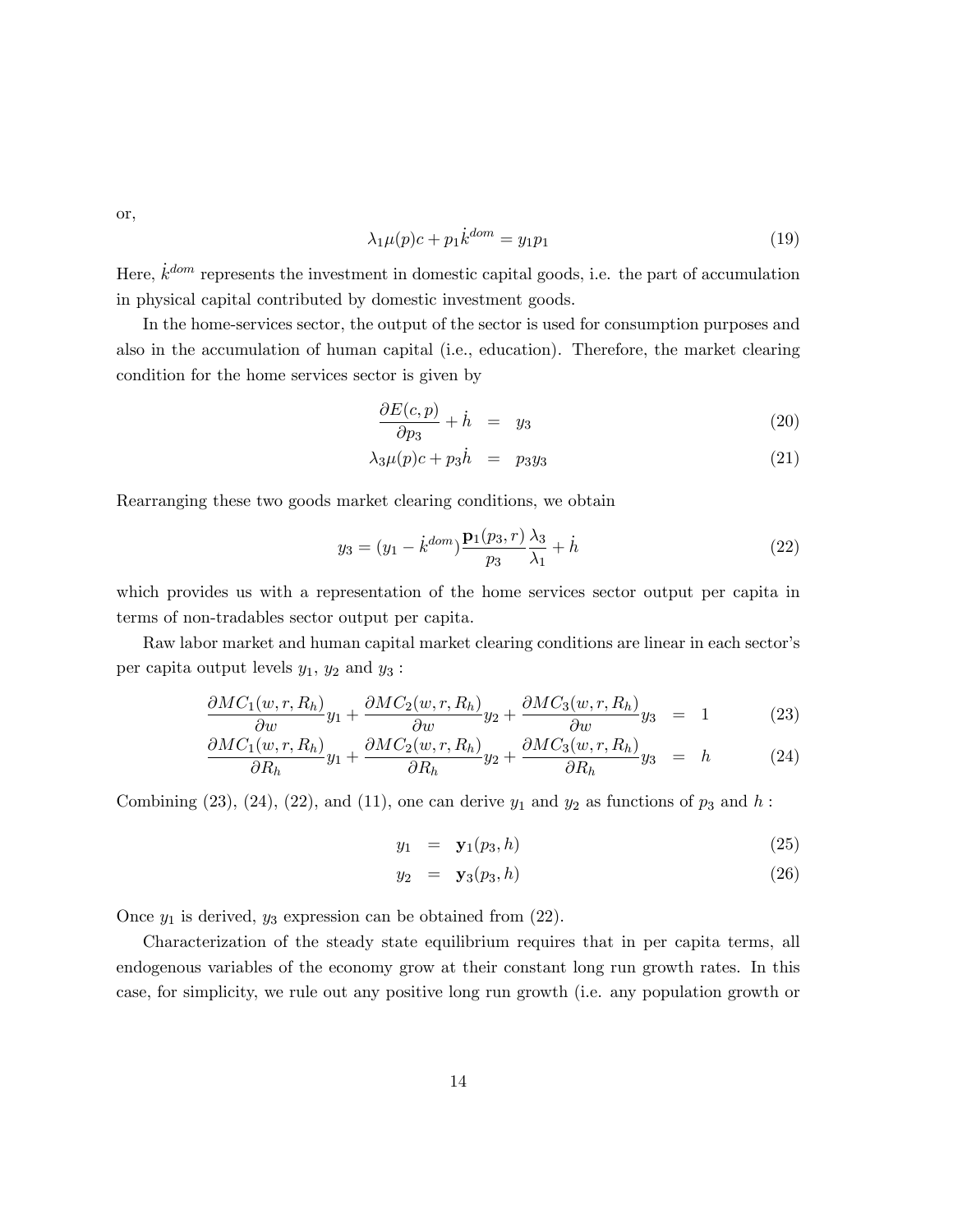or,

$$\lambda_1 \mu(p) c + p_1 \dot{k}^{dom} = y_1 p_1 \tag{19}$$

Here, $\dot{k}^{dom}$ represents the investment in domestic capital goods, i.e. the part of accumulation in physical capital contributed by domestic investment goods.

In the home-services sector, the output of the sector is used for consumption purposes and also in the accumulation of human capital (i.e., education). Therefore, the market clearing condition for the home services sector is given by

$$\frac{\partial E(c,p)}{\partial p_3} + \dot{h} = y_3 \tag{20}$$

$$\lambda_3 \mu(p) c + p_3 \dot{h} = p_3 y_3 \tag{21}$$

Rearranging these two goods market clearing conditions, we obtain

$$y_3 = (y_1 - \dot{k}^{dom}) \frac{\mathbf{p}_1(p_3, r)}{p_3} \frac{\lambda_3}{\lambda_1} + \dot{h} \tag{22}$$

which provides us with a representation of the home services sector output per capita in terms of non-tradables sector output per capita.

Raw labor market and human capital market clearing conditions are linear in each sector's per capita output levels $y_1$, $y_2$ and $y_3$ :

$$\frac{\partial MC_1(w,r,R_h)}{\partial w} y_1 + \frac{\partial MC_2(w,r,R_h)}{\partial w} y_2 + \frac{\partial MC_3(w,r,R_h)}{\partial w} y_3 = 1 \tag{23}$$

$$\frac{\partial MC_1(w,r,R_h)}{\partial R_h} y_1 + \frac{\partial MC_2(w,r,R_h)}{\partial R_h} y_2 + \frac{\partial MC_3(w,r,R_h)}{\partial R_h} y_3 = h \tag{24}$$

Combining (23), (24), (22), and (11), one can derive $y_1$ and $y_2$ as functions of $p_3$ and $h$ :

$$y_1 = \mathbf{y}_1(p_3, h) \tag{25}$$

$$y_2 = \mathbf{y}_3(p_3, h) \tag{26}$$

Once $y_1$ is derived, $y_3$ expression can be obtained from (22).

Characterization of the steady state equilibrium requires that in per capita terms, all endogenous variables of the economy grow at their constant long run growth rates. In this case, for simplicity, we rule out any positive long run growth (i.e. any population growth or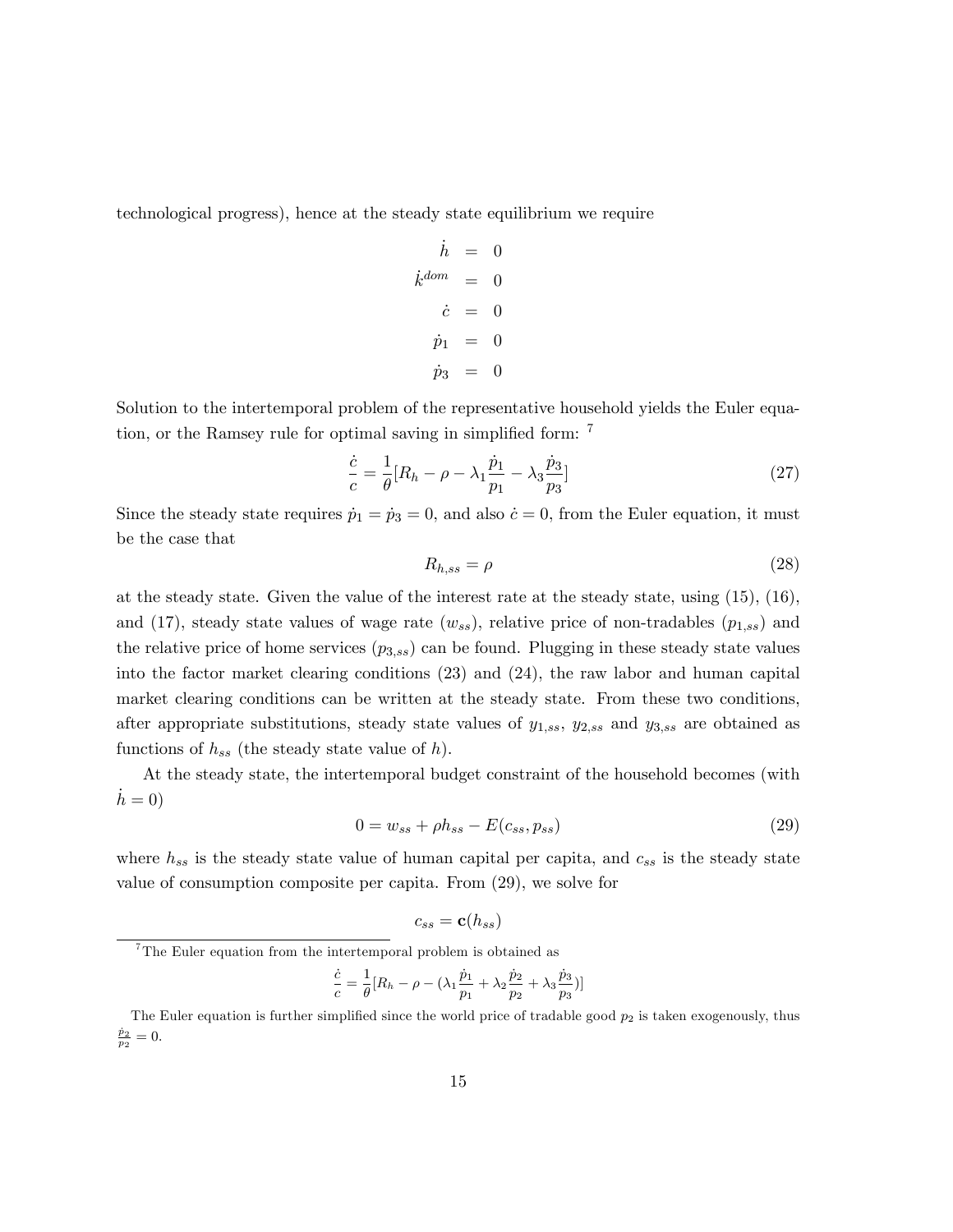technological progress), hence at the steady state equilibrium we require

$$
\begin{aligned}
\dot{h} &= 0 \\
\dot{k}^{dom} &= 0 \\
\dot{c} &= 0 \\
\dot{p}_1 &= 0 \\
\dot{p}_3 &= 0
\end{aligned}
$$

Solution to the intertemporal problem of the representative household yields the Euler equation, or the Ramsey rule for optimal saving in simplified form: [7]

$$
\frac{\dot{c}}{c} = \frac{1}{\theta}[R_h - \rho - \lambda_1 \frac{\dot{p}_1}{p_1} - \lambda_3 \frac{\dot{p}_3}{p_3}] \tag{27}
$$

Since the steady state requires $\dot{p}_1 = \dot{p}_3 = 0$, and also $\dot{c} = 0$, from the Euler equation, it must be the case that

$$
R_{h,ss} = \rho \tag{28}
$$

at the steady state. Given the value of the interest rate at the steady state, using (15), (16), and (17), steady state values of wage rate ($w_{ss}$), relative price of non-tradables ($p_{1,ss}$) and the relative price of home services ($p_{3,ss}$) can be found. Plugging in these steady state values into the factor market clearing conditions (23) and (24), the raw labor and human capital market clearing conditions can be written at the steady state. From these two conditions, after appropriate substitutions, steady state values of $y_{1,ss}$, $y_{2,ss}$ and $y_{3,ss}$ are obtained as functions of $h_{ss}$ (the steady state value of $h$).

At the steady state, the intertemporal budget constraint of the household becomes (with $\dot{h} = 0$)

$$
0 = w_{ss} + \rho h_{ss} - E(c_{ss}, p_{ss}) \tag{29}
$$

where $h_{ss}$ is the steady state value of human capital per capita, and $c_{ss}$ is the steady state value of consumption composite per capita. From (29), we solve for

$$
c_{ss} = \mathbf{c}(h_{ss})
$$

[7] The Euler equation from the intertemporal problem is obtained as

$$
\frac{\dot{c}}{c} = \frac{1}{\theta}[R_h - \rho - (\lambda_1 \frac{\dot{p}_1}{p_1} + \lambda_2 \frac{\dot{p}_2}{p_2} + \lambda_3 \frac{\dot{p}_3}{p_3})]
$$

The Euler equation is further simplified since the world price of tradable good $p_2$ is taken exogenously, thus $\frac{\dot{p}_2}{p_2} = 0$.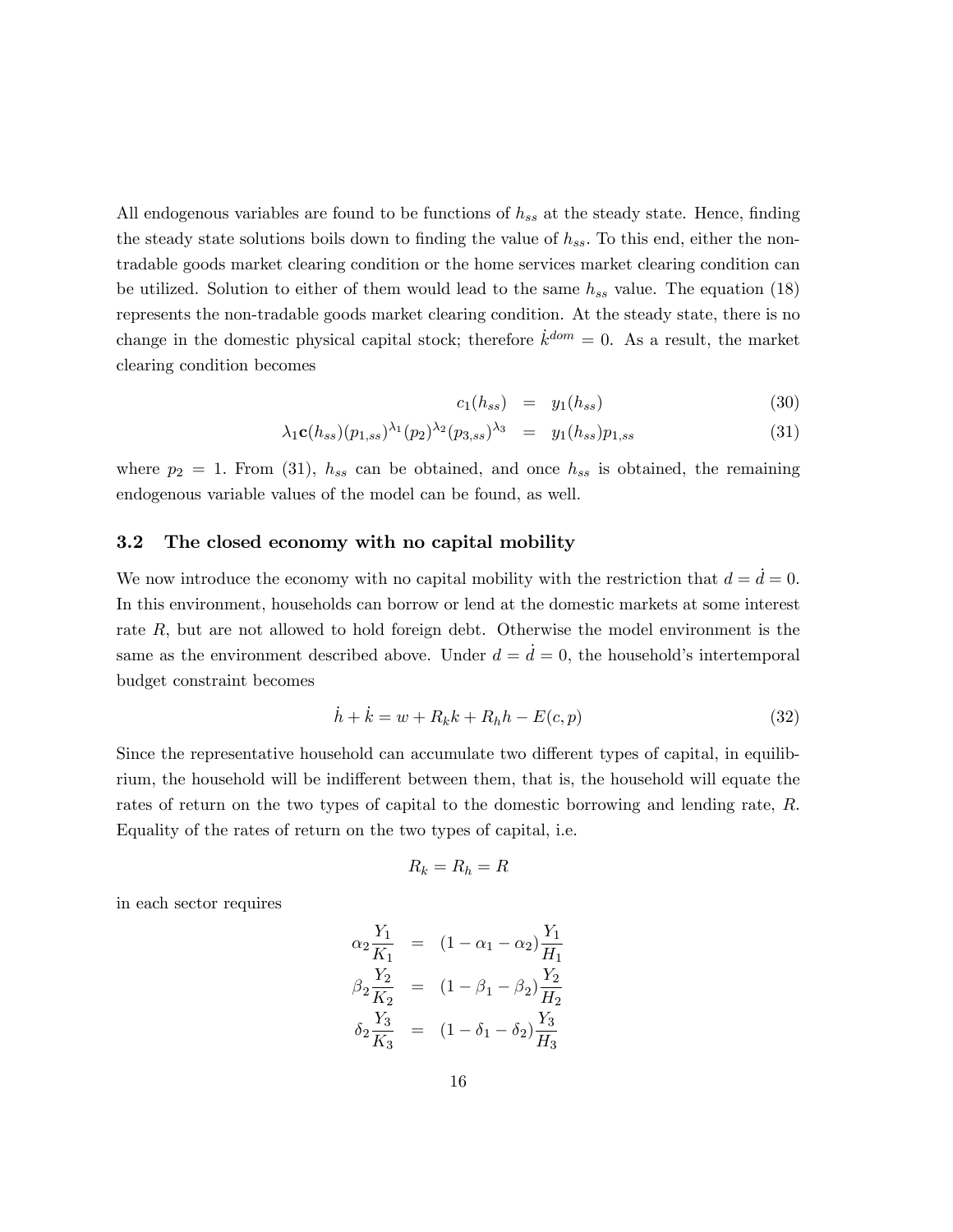All endogenous variables are found to be functions of $h_{ss}$ at the steady state. Hence, finding the steady state solutions boils down to finding the value of $h_{ss}$. To this end, either the non-tradable goods market clearing condition or the home services market clearing condition can be utilized. Solution to either of them would lead to the same $h_{ss}$ value. The equation (18) represents the non-tradable goods market clearing condition. At the steady state, there is no change in the domestic physical capital stock; therefore $\dot{k}^{dom} = 0$. As a result, the market clearing condition becomes

$$
\begin{aligned}
c_1(h_{ss}) &= y_1(h_{ss}) & (30) \\
\lambda_1 \mathbf{c}(h_{ss})(p_{1,ss})^{\lambda_1}(p_2)^{\lambda_2}(p_{3,ss})^{\lambda_3} &= y_1(h_{ss})p_{1,ss} & (31)
\end{aligned}
$$

where $p_2 = 1$. From (31), $h_{ss}$ can be obtained, and once $h_{ss}$ is obtained, the remaining endogenous variable values of the model can be found, as well.

### 3.2 The closed economy with no capital mobility

We now introduce the economy with no capital mobility with the restriction that $d = \dot{d} = 0$. In this environment, households can borrow or lend at the domestic markets at some interest rate $R$, but are not allowed to hold foreign debt. Otherwise the model environment is the same as the environment described above. Under $d = \dot{d} = 0$, the household's intertemporal budget constraint becomes

$$
\dot{h} + \dot{k} = w + R_k k + R_h h - E(c, p) \tag{32}
$$

Since the representative household can accumulate two different types of capital, in equilibrium, the household will be indifferent between them, that is, the household will equate the rates of return on the two types of capital to the domestic borrowing and lending rate, $R$. Equality of the rates of return on the two types of capital, i.e.

$$
R_k = R_h = R
$$

in each sector requires

$$
\begin{aligned}
\alpha_2 \frac{Y_1}{K_1} &= (1 - \alpha_1 - \alpha_2)\frac{Y_1}{H_1} \\
\beta_2 \frac{Y_2}{K_2} &= (1 - \beta_1 - \beta_2)\frac{Y_2}{H_2} \\
\delta_2 \frac{Y_3}{K_3} &= (1 - \delta_1 - \delta_2)\frac{Y_3}{H_3}
\end{aligned}
$$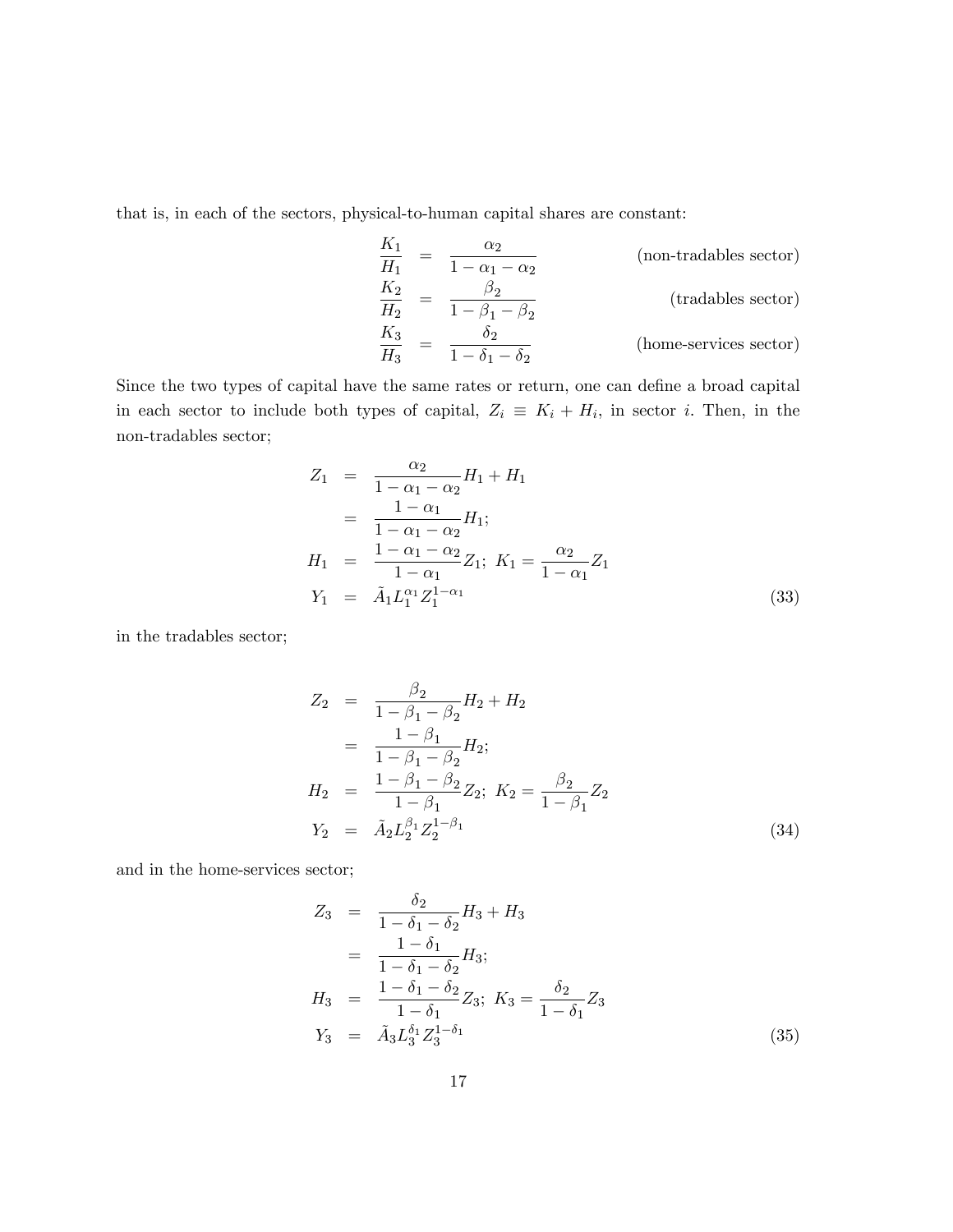that is, in each of the sectors, physical-to-human capital shares are constant:

$$
\begin{aligned}
\frac{K_1}{H_1} &= \frac{\alpha_2}{1-\alpha_1-\alpha_2} && \text{(non-tradables sector)} \\
\frac{K_2}{H_2} &= \frac{\beta_2}{1-\beta_1-\beta_2} && \text{(tradables sector)} \\
\frac{K_3}{H_3} &= \frac{\delta_2}{1-\delta_1-\delta_2} && \text{(home-services sector)}
\end{aligned}
$$

Since the two types of capital have the same rates or return, one can define a broad capital in each sector to include both types of capital, $Z_i \equiv K_i + H_i$, in sector $i$. Then, in the non-tradables sector;

$$
\begin{aligned}
Z_1 &= \frac{\alpha_2}{1-\alpha_1-\alpha_2}H_1 + H_1 \\
&= \frac{1-\alpha_1}{1-\alpha_1-\alpha_2}H_1; \\
H_1 &= \frac{1-\alpha_1-\alpha_2}{1-\alpha_1}Z_1; \; K_1 = \frac{\alpha_2}{1-\alpha_1}Z_1 \\
Y_1 &= \tilde{A}_1 L_1^{\alpha_1} Z_1^{1-\alpha_1} \qquad (33)
\end{aligned}
$$

in the tradables sector;

$$
\begin{aligned}
Z_2 &= \frac{\beta_2}{1-\beta_1-\beta_2}H_2 + H_2 \\
&= \frac{1-\beta_1}{1-\beta_1-\beta_2}H_2; \\
H_2 &= \frac{1-\beta_1-\beta_2}{1-\beta_1}Z_2; \; K_2 = \frac{\beta_2}{1-\beta_1}Z_2 \\
Y_2 &= \tilde{A}_2 L_2^{\beta_1} Z_2^{1-\beta_1} \qquad (34)
\end{aligned}
$$

and in the home-services sector;

$$
\begin{aligned}
Z_3 &= \frac{\delta_2}{1-\delta_1-\delta_2}H_3 + H_3 \\
&= \frac{1-\delta_1}{1-\delta_1-\delta_2}H_3; \\
H_3 &= \frac{1-\delta_1-\delta_2}{1-\delta_1}Z_3; \; K_3 = \frac{\delta_2}{1-\delta_1}Z_3 \\
Y_3 &= \tilde{A}_3 L_3^{\delta_1} Z_3^{1-\delta_1} \qquad (35)
\end{aligned}
$$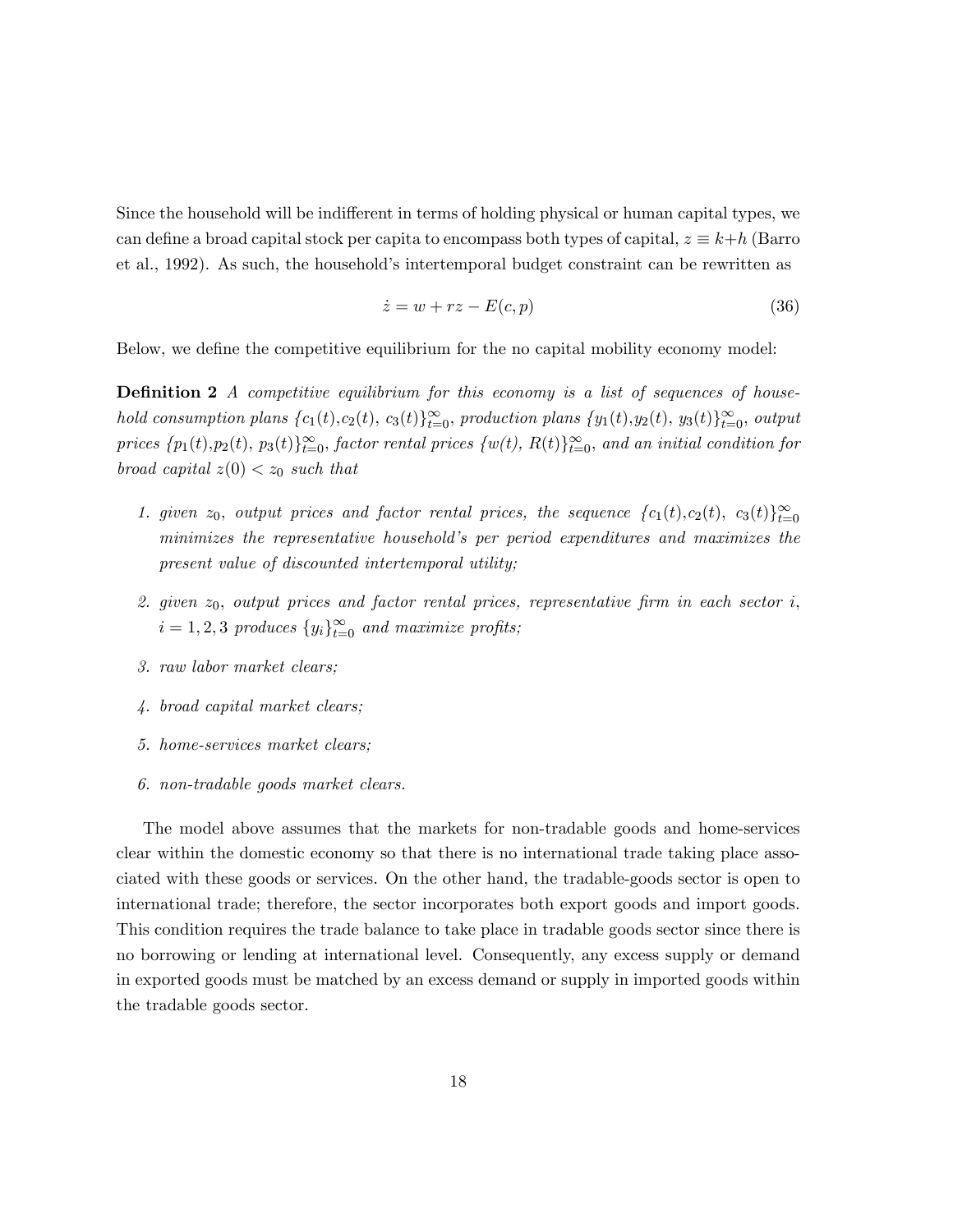Since the household will be indifferent in terms of holding physical or human capital types, we can define a broad capital stock per capita to encompass both types of capital, $z \equiv k+h$ (Barro et al., 1992). As such, the household's intertemporal budget constraint can be rewritten as

$$\dot{z} = w + rz - E(c, p) \tag{36}$$

Below, we define the competitive equilibrium for the no capital mobility economy model:

**Definition 2** *A competitive equilibrium for this economy is a list of sequences of household consumption plans* $\{c_1(t), c_2(t), c_3(t)\}_{t=0}^{\infty}$*, production plans* $\{y_1(t), y_2(t), y_3(t)\}_{t=0}^{\infty}$*, output prices* $\{p_1(t), p_2(t), p_3(t)\}_{t=0}^{\infty}$*, factor rental prices* $\{w(t), R(t)\}_{t=0}^{\infty}$*, and an initial condition for broad capital* $z(0) < z_0$ *such that*

1. *given* $z_0$*, output prices and factor rental prices, the sequence* $\{c_1(t), c_2(t), c_3(t)\}_{t=0}^{\infty}$ *minimizes the representative household's per period expenditures and maximizes the present value of discounted intertemporal utility;*
2. *given* $z_0$*, output prices and factor rental prices, representative firm in each sector* $i$*,* $i = 1, 2, 3$ *produces* $\{y_i\}_{t=0}^{\infty}$ *and maximize profits;*
3. *raw labor market clears;*
4. *broad capital market clears;*
5. *home-services market clears;*
6. *non-tradable goods market clears.*

The model above assumes that the markets for non-tradable goods and home-services clear within the domestic economy so that there is no international trade taking place associated with these goods or services. On the other hand, the tradable-goods sector is open to international trade; therefore, the sector incorporates both export goods and import goods. This condition requires the trade balance to take place in tradable goods sector since there is no borrowing or lending at international level. Consequently, any excess supply or demand in exported goods must be matched by an excess demand or supply in imported goods within the tradable goods sector.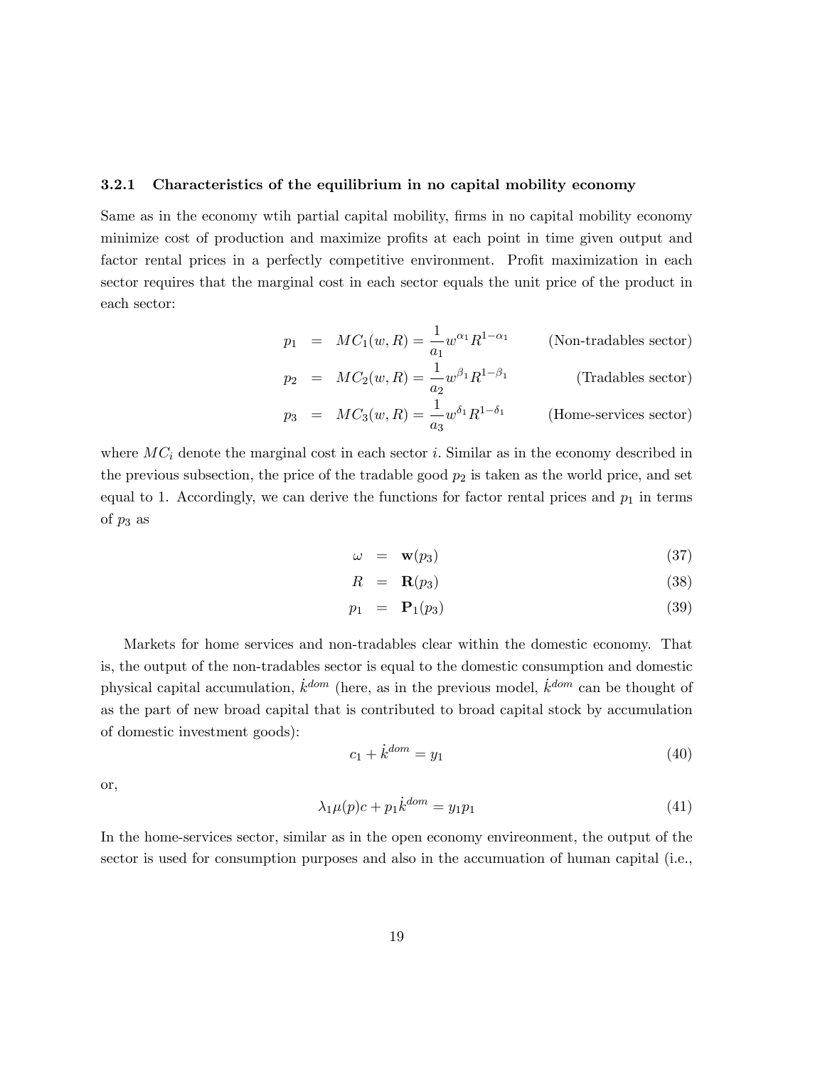### 3.2.1 Characteristics of the equilibrium in no capital mobility economy

Same as in the economy wtih partial capital mobility, firms in no capital mobility economy minimize cost of production and maximize profits at each point in time given output and factor rental prices in a perfectly competitive environment. Profit maximization in each sector requires that the marginal cost in each sector equals the unit price of the product in each sector:

$$
\begin{aligned}
p_1 &= MC_1(w,R) = \frac{1}{a_1} w^{\alpha_1} R^{1-\alpha_1} && \text{(Non-tradables sector)} \\
p_2 &= MC_2(w,R) = \frac{1}{a_2} w^{\beta_1} R^{1-\beta_1} && \text{(Tradables sector)} \\
p_3 &= MC_3(w,R) = \frac{1}{a_3} w^{\delta_1} R^{1-\delta_1} && \text{(Home-services sector)}
\end{aligned}
$$

where $MC_i$ denote the marginal cost in each sector $i$. Similar as in the economy described in the previous subsection, the price of the tradable good $p_2$ is taken as the world price, and set equal to 1. Accordingly, we can derive the functions for factor rental prices and $p_1$ in terms of $p_3$ as

$$
\omega = \mathbf{w}(p_3) \tag{37}
$$

$$
R = \mathbf{R}(p_3) \tag{38}
$$

$$
p_1 = \mathbf{P}_1(p_3) \tag{39}
$$

Markets for home services and non-tradables clear within the domestic economy. That is, the output of the non-tradables sector is equal to the domestic consumption and domestic physical capital accumulation, $\dot{k}^{dom}$ (here, as in the previous model, $\dot{k}^{dom}$ can be thought of as the part of new broad capital that is contributed to broad capital stock by accumulation of domestic investment goods):

$$
c_1 + \dot{k}^{dom} = y_1 \tag{40}
$$

or,

$$
\lambda_1 \mu(p) c + p_1 \dot{k}^{dom} = y_1 p_1 \tag{41}
$$

In the home-services sector, similar as in the open economy envireonment, the output of the sector is used for consumption purposes and also in the accumuation of human capital (i.e.,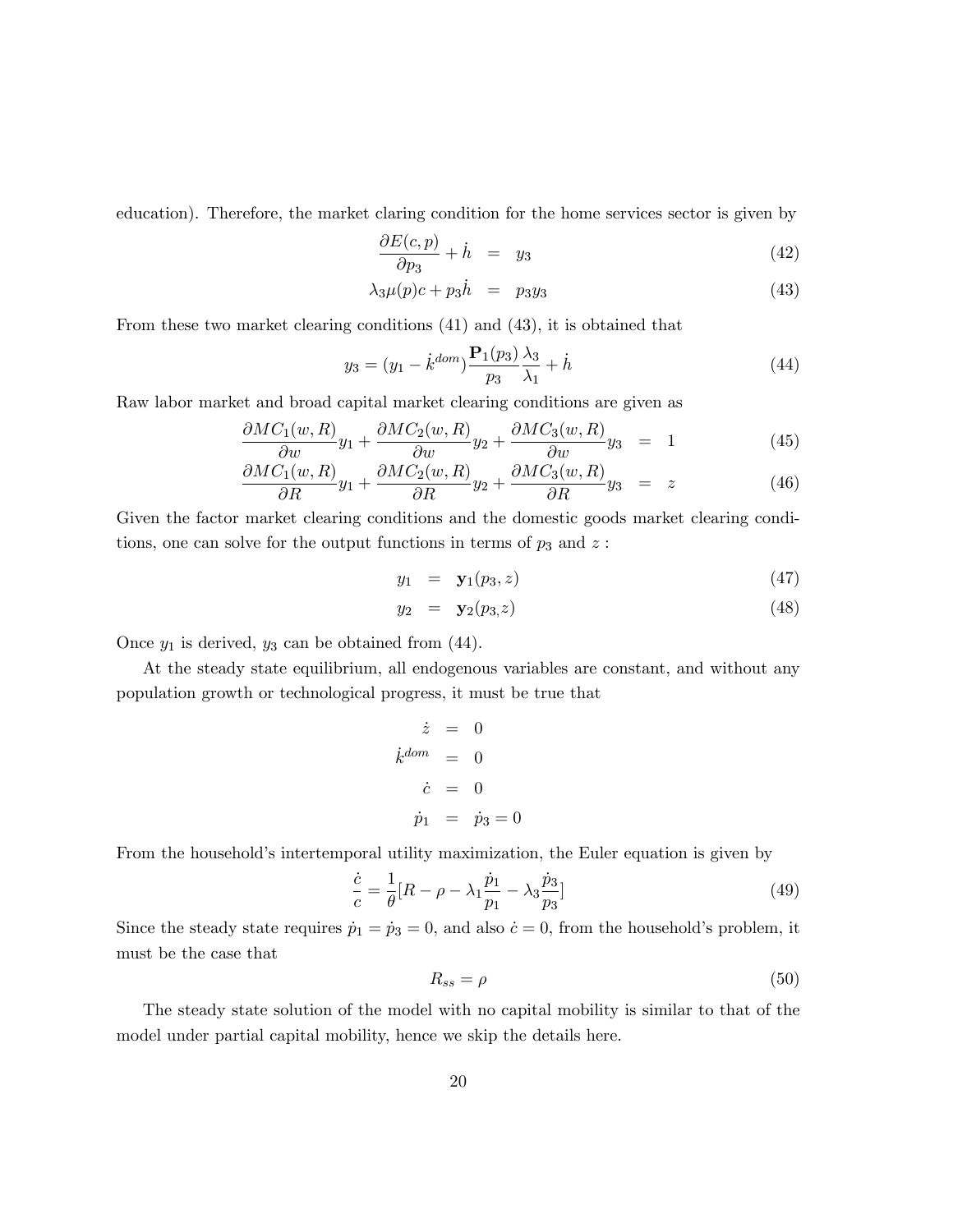education). Therefore, the market claring condition for the home services sector is given by

$$\frac{\partial E(c,p)}{\partial p_3} + \dot{h} = y_3 \tag{42}$$

$$\lambda_3 \mu(p) c + p_3 \dot{h} = p_3 y_3 \tag{43}$$

From these two market clearing conditions (41) and (43), it is obtained that

$$y_3 = (y_1 - \dot{k}^{dom}) \frac{\mathbf{P}_1(p_3)}{p_3} \frac{\lambda_3}{\lambda_1} + \dot{h} \tag{44}$$

Raw labor market and broad capital market clearing conditions are given as

$$\frac{\partial MC_1(w,R)}{\partial w} y_1 + \frac{\partial MC_2(w,R)}{\partial w} y_2 + \frac{\partial MC_3(w,R)}{\partial w} y_3 = 1 \tag{45}$$

$$\frac{\partial MC_1(w,R)}{\partial R} y_1 + \frac{\partial MC_2(w,R)}{\partial R} y_2 + \frac{\partial MC_3(w,R)}{\partial R} y_3 = z \tag{46}$$

Given the factor market clearing conditions and the domestic goods market clearing conditions, one can solve for the output functions in terms of $p_3$ and $z$ :

$$y_1 = \mathbf{y}_1(p_3, z) \tag{47}$$

$$y_2 = \mathbf{y}_2(p_3, z) \tag{48}$$

Once $y_1$ is derived, $y_3$ can be obtained from (44).

At the steady state equilibrium, all endogenous variables are constant, and without any population growth or technological progress, it must be true that

$$\dot{z} = 0$$

$$\dot{k}^{dom} = 0$$

$$\dot{c} = 0$$

$$\dot{p}_1 = \dot{p}_3 = 0$$

From the household's intertemporal utility maximization, the Euler equation is given by

$$\frac{\dot{c}}{c} = \frac{1}{\theta}[R - \rho - \lambda_1 \frac{\dot{p}_1}{p_1} - \lambda_3 \frac{\dot{p}_3}{p_3}] \tag{49}$$

Since the steady state requires $\dot{p}_1 = \dot{p}_3 = 0$, and also $\dot{c} = 0$, from the household's problem, it must be the case that

$$R_{ss} = \rho \tag{50}$$

The steady state solution of the model with no capital mobility is similar to that of the model under partial capital mobility, hence we skip the details here.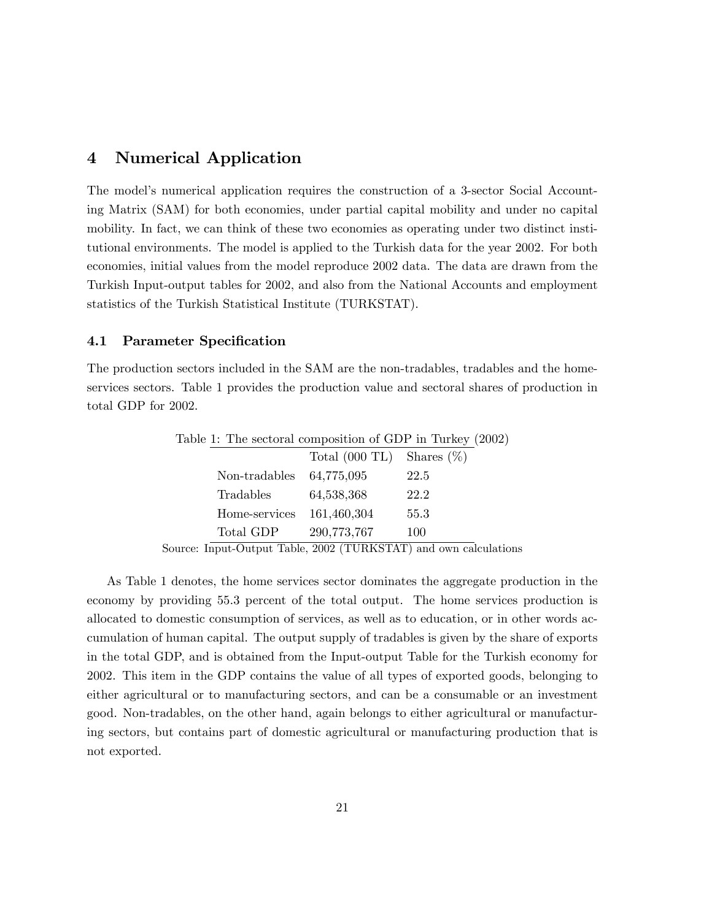## 4 Numerical Application

The model's numerical application requires the construction of a 3-sector Social Accounting Matrix (SAM) for both economies, under partial capital mobility and under no capital mobility. In fact, we can think of these two economies as operating under two distinct institutional environments. The model is applied to the Turkish data for the year 2002. For both economies, initial values from the model reproduce 2002 data. The data are drawn from the Turkish Input-output tables for 2002, and also from the National Accounts and employment statistics of the Turkish Statistical Institute (TURKSTAT).

### 4.1 Parameter Specification

The production sectors included in the SAM are the non-tradables, tradables and the home-services sectors. Table 1 provides the production value and sectoral shares of production in total GDP for 2002.

Table 1: The sectoral composition of GDP in Turkey (2002)

| | Total (000 TL) | Shares (%) |
|---|---|---|
| Non-tradables | 64,775,095 | 22.5 |
| Tradables | 64,538,368 | 22.2 |
| Home-services | 161,460,304 | 55.3 |
| Total GDP | 290,773,767 | 100 |

Source: Input-Output Table, 2002 (TURKSTAT) and own calculations

As Table 1 denotes, the home services sector dominates the aggregate production in the economy by providing 55.3 percent of the total output. The home services production is allocated to domestic consumption of services, as well as to education, or in other words accumulation of human capital. The output supply of tradables is given by the share of exports in the total GDP, and is obtained from the Input-output Table for the Turkish economy for 2002. This item in the GDP contains the value of all types of exported goods, belonging to either agricultural or to manufacturing sectors, and can be a consumable or an investment good. Non-tradables, on the other hand, again belongs to either agricultural or manufacturing sectors, but contains part of domestic agricultural or manufacturing production that is not exported.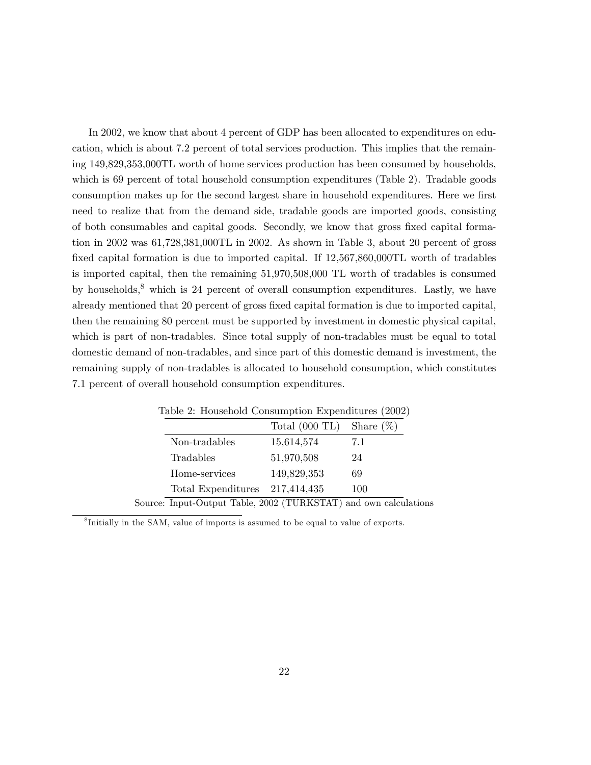In 2002, we know that about 4 percent of GDP has been allocated to expenditures on education, which is about 7.2 percent of total services production. This implies that the remaining 149,829,353,000TL worth of home services production has been consumed by households, which is 69 percent of total household consumption expenditures (Table 2). Tradable goods consumption makes up for the second largest share in household expenditures. Here we first need to realize that from the demand side, tradable goods are imported goods, consisting of both consumables and capital goods. Secondly, we know that gross fixed capital formation in 2002 was 61,728,381,000TL in 2002. As shown in Table 3, about 20 percent of gross fixed capital formation is due to imported capital. If 12,567,860,000TL worth of tradables is imported capital, then the remaining 51,970,508,000 TL worth of tradables is consumed by households,[8] which is 24 percent of overall consumption expenditures. Lastly, we have already mentioned that 20 percent of gross fixed capital formation is due to imported capital, then the remaining 80 percent must be supported by investment in domestic physical capital, which is part of non-tradables. Since total supply of non-tradables must be equal to total domestic demand of non-tradables, and since part of this domestic demand is investment, the remaining supply of non-tradables is allocated to household consumption, which constitutes 7.1 percent of overall household consumption expenditures.

Table 2: Household Consumption Expenditures (2002)

| | Total (000 TL) | Share (%) |
|---|---|---|
| Non-tradables | 15,614,574 | 7.1 |
| Tradables | 51,970,508 | 24 |
| Home-services | 149,829,353 | 69 |
| Total Expenditures | 217,414,435 | 100 |

Source: Input-Output Table, 2002 (TURKSTAT) and own calculations

[8] Initially in the SAM, value of imports is assumed to be equal to value of exports.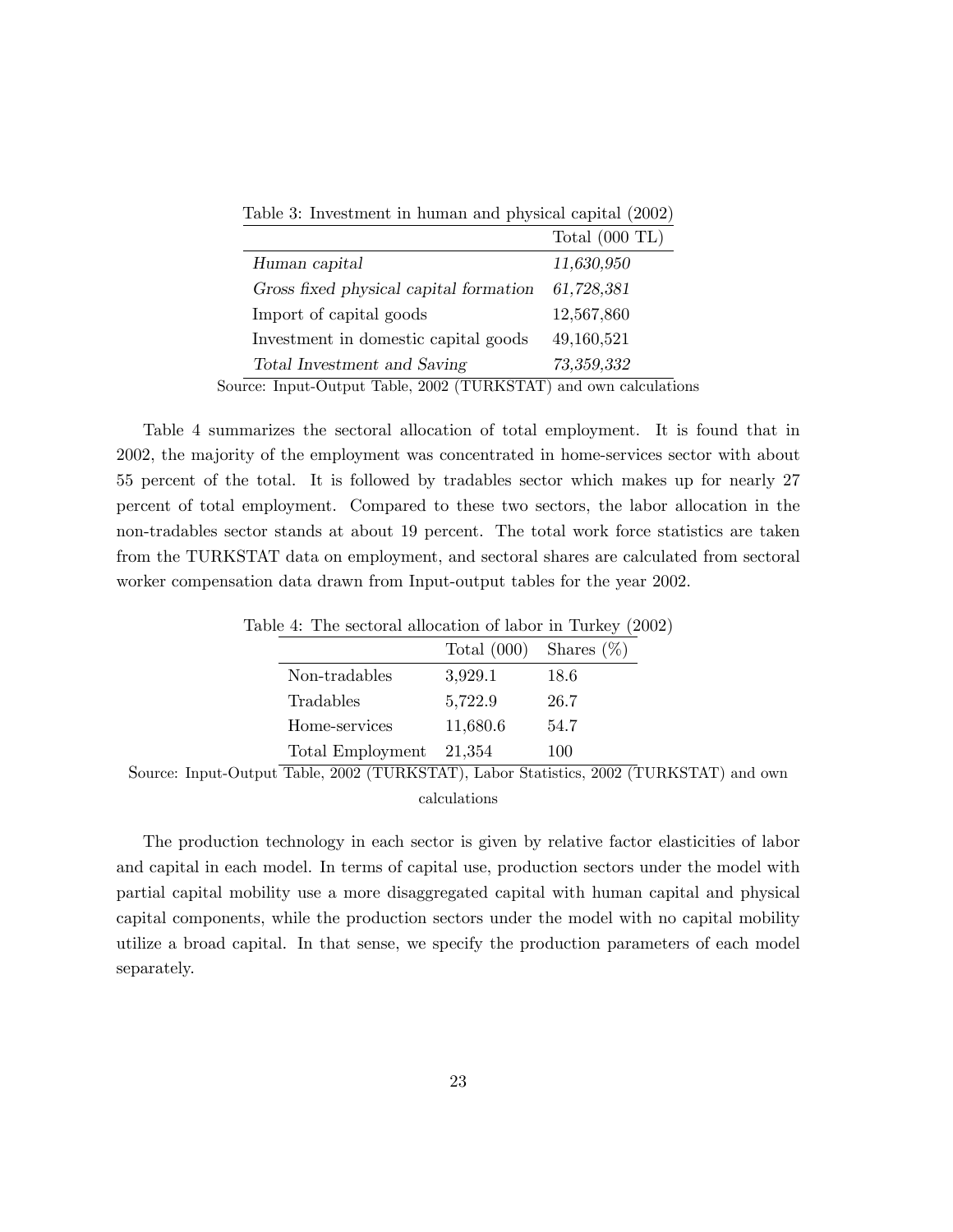Table 3: Investment in human and physical capital (2002)

| | Total (000 TL) |
|---|---|
| *Human capital* | *11,630,950* |
| *Gross fixed physical capital formation* | *61,728,381* |
| Import of capital goods | 12,567,860 |
| Investment in domestic capital goods | 49,160,521 |
| *Total Investment and Saving* | *73,359,332* |

Source: Input-Output Table, 2002 (TURKSTAT) and own calculations

Table 4 summarizes the sectoral allocation of total employment. It is found that in 2002, the majority of the employment was concentrated in home-services sector with about 55 percent of the total. It is followed by tradables sector which makes up for nearly 27 percent of total employment. Compared to these two sectors, the labor allocation in the non-tradables sector stands at about 19 percent. The total work force statistics are taken from the TURKSTAT data on employment, and sectoral shares are calculated from sectoral worker compensation data drawn from Input-output tables for the year 2002.

Table 4: The sectoral allocation of labor in Turkey (2002)

| | Total (000) | Shares (%) |
|---|---|---|
| Non-tradables | 3,929.1 | 18.6 |
| Tradables | 5,722.9 | 26.7 |
| Home-services | 11,680.6 | 54.7 |
| Total Employment | 21,354 | 100 |

Source: Input-Output Table, 2002 (TURKSTAT), Labor Statistics, 2002 (TURKSTAT) and own calculations

The production technology in each sector is given by relative factor elasticities of labor and capital in each model. In terms of capital use, production sectors under the model with partial capital mobility use a more disaggregated capital with human capital and physical capital components, while the production sectors under the model with no capital mobility utilize a broad capital. In that sense, we specify the production parameters of each model separately.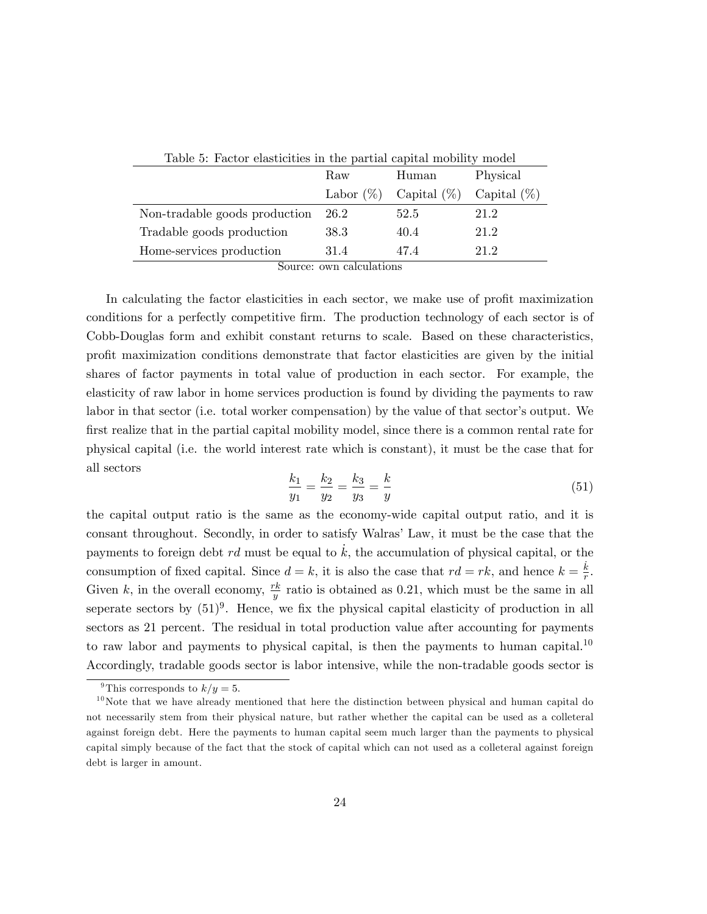Table 5: Factor elasticities in the partial capital mobility model

| | Raw Labor (%) | Human Capital (%) | Physical Capital (%) |
|---|---|---|---|
| Non-tradable goods production | 26.2 | 52.5 | 21.2 |
| Tradable goods production | 38.3 | 40.4 | 21.2 |
| Home-services production | 31.4 | 47.4 | 21.2 |

Source: own calculations

In calculating the factor elasticities in each sector, we make use of profit maximization conditions for a perfectly competitive firm. The production technology of each sector is of Cobb-Douglas form and exhibit constant returns to scale. Based on these characteristics, profit maximization conditions demonstrate that factor elasticities are given by the initial shares of factor payments in total value of production in each sector. For example, the elasticity of raw labor in home services production is found by dividing the payments to raw labor in that sector (i.e. total worker compensation) by the value of that sector's output. We first realize that in the partial capital mobility model, since there is a common rental rate for physical capital (i.e. the world interest rate which is constant), it must be the case that for all sectors

$$\frac{k_1}{y_1} = \frac{k_2}{y_2} = \frac{k_3}{y_3} = \frac{k}{y} \tag{51}$$

the capital output ratio is the same as the economy-wide capital output ratio, and it is consant throughout. Secondly, in order to satisfy Walras' Law, it must be the case that the payments to foreign debt $rd$ must be equal to $\dot{k}$, the accumulation of physical capital, or the consumption of fixed capital. Since $d = k$, it is also the case that $rd = rk$, and hence $k = \frac{\dot{k}}{r}$. Given $k$, in the overall economy, $\frac{rk}{y}$ ratio is obtained as 0.21, which must be the same in all seperate sectors by (51)[9]. Hence, we fix the physical capital elasticity of production in all sectors as 21 percent. The residual in total production value after accounting for payments to raw labor and payments to physical capital, is then the payments to human capital.[10] Accordingly, tradable goods sector is labor intensive, while the non-tradable goods sector is

[9] This corresponds to $k/y = 5$.

[10] Note that we have already mentioned that here the distinction between physical and human capital do not necessarily stem from their physical nature, but rather whether the capital can be used as a colleteral against foreign debt. Here the payments to human capital seem much larger than the payments to physical capital simply because of the fact that the stock of capital which can not used as a colleteral against foreign debt is larger in amount.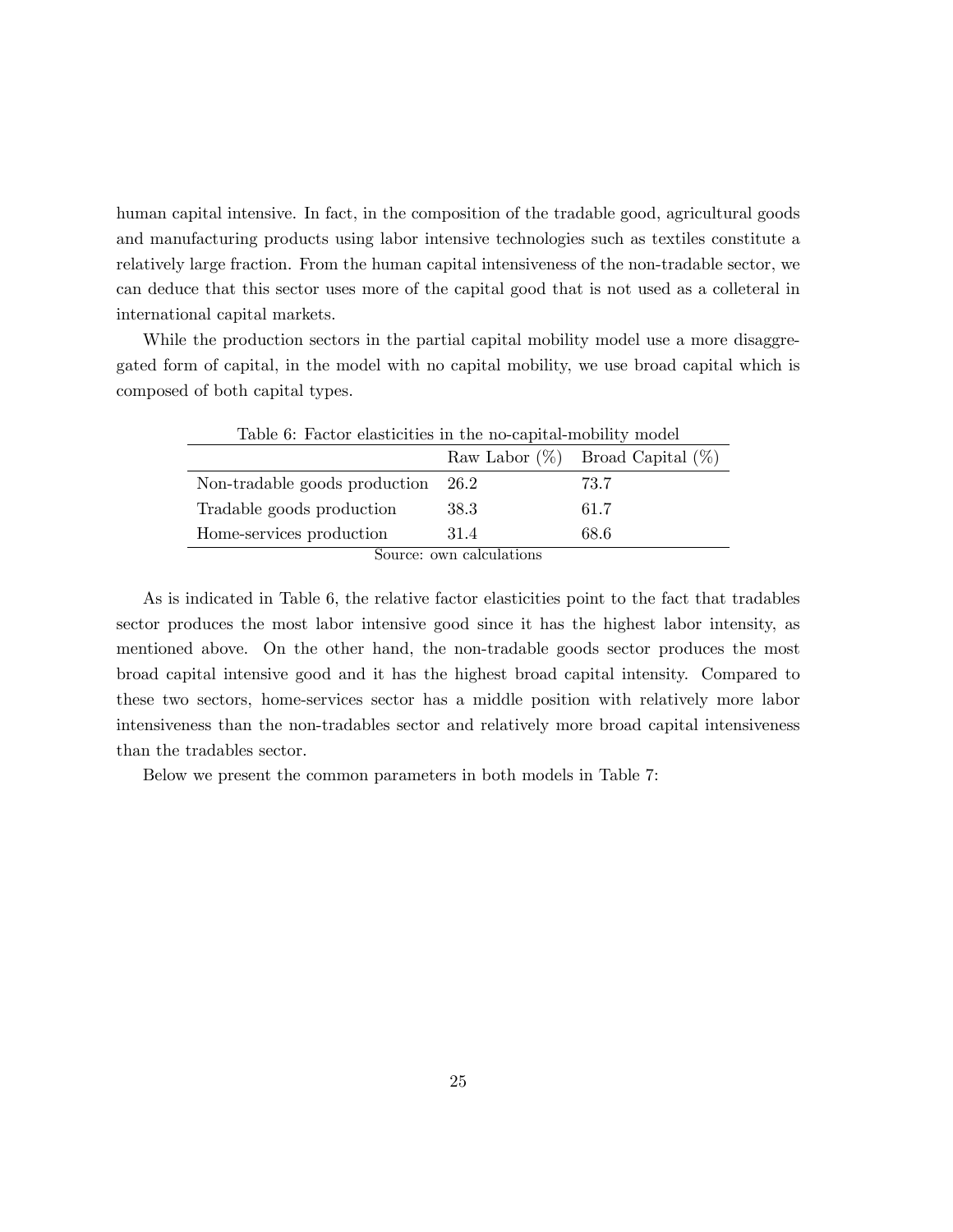human capital intensive. In fact, in the composition of the tradable good, agricultural goods and manufacturing products using labor intensive technologies such as textiles constitute a relatively large fraction. From the human capital intensiveness of the non-tradable sector, we can deduce that this sector uses more of the capital good that is not used as a colleteral in international capital markets.

While the production sectors in the partial capital mobility model use a more disaggregated form of capital, in the model with no capital mobility, we use broad capital which is composed of both capital types.

Table 6: Factor elasticities in the no-capital-mobility model

| | Raw Labor (%) | Broad Capital (%) |
|---|---|---|
| Non-tradable goods production | 26.2 | 73.7 |
| Tradable goods production | 38.3 | 61.7 |
| Home-services production | 31.4 | 68.6 |

Source: own calculations

As is indicated in Table 6, the relative factor elasticities point to the fact that tradables sector produces the most labor intensive good since it has the highest labor intensity, as mentioned above. On the other hand, the non-tradable goods sector produces the most broad capital intensive good and it has the highest broad capital intensity. Compared to these two sectors, home-services sector has a middle position with relatively more labor intensiveness than the non-tradables sector and relatively more broad capital intensiveness than the tradables sector.

Below we present the common parameters in both models in Table 7: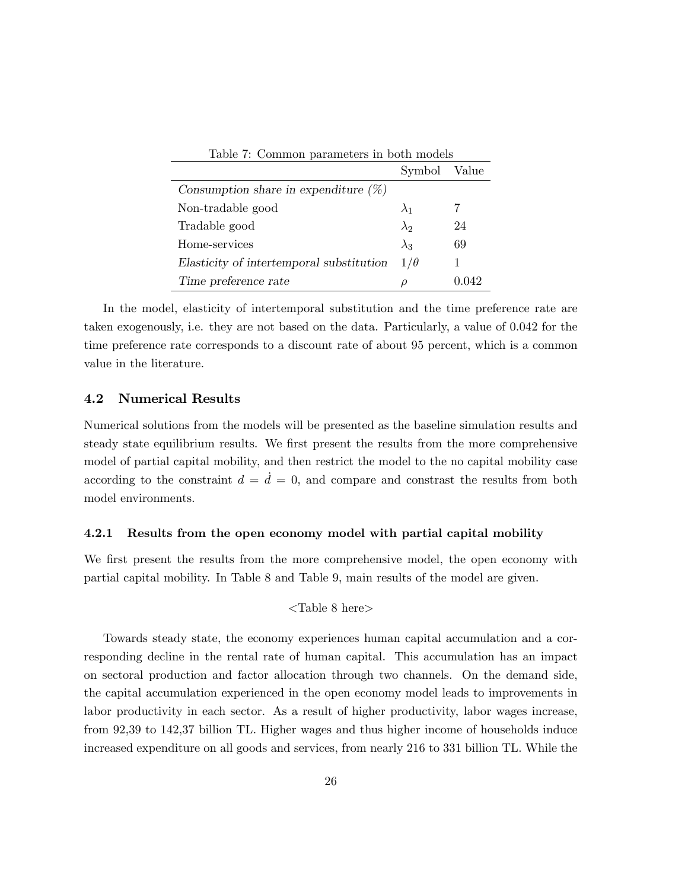Table 7: Common parameters in both models

| | Symbol | Value |
|---|---|---|
| *Consumption share in expenditure (%)* | | |
| Non-tradable good | $\lambda_1$ | 7 |
| Tradable good | $\lambda_2$ | 24 |
| Home-services | $\lambda_3$ | 69 |
| *Elasticity of intertemporal substitution* | $1/\theta$ | 1 |
| *Time preference rate* | $\rho$ | 0.042 |

In the model, elasticity of intertemporal substitution and the time preference rate are taken exogenously, i.e. they are not based on the data. Particularly, a value of 0.042 for the time preference rate corresponds to a discount rate of about 95 percent, which is a common value in the literature.

### 4.2 Numerical Results

Numerical solutions from the models will be presented as the baseline simulation results and steady state equilibrium results. We first present the results from the more comprehensive model of partial capital mobility, and then restrict the model to the no capital mobility case according to the constraint $d = \dot{d} = 0$, and compare and constrast the results from both model environments.

#### 4.2.1 Results from the open economy model with partial capital mobility

We first present the results from the more comprehensive model, the open economy with partial capital mobility. In Table 8 and Table 9, main results of the model are given.

<Table 8 here>

Towards steady state, the economy experiences human capital accumulation and a corresponding decline in the rental rate of human capital. This accumulation has an impact on sectoral production and factor allocation through two channels. On the demand side, the capital accumulation experienced in the open economy model leads to improvements in labor productivity in each sector. As a result of higher productivity, labor wages increase, from 92,39 to 142,37 billion TL. Higher wages and thus higher income of households induce increased expenditure on all goods and services, from nearly 216 to 331 billion TL. While the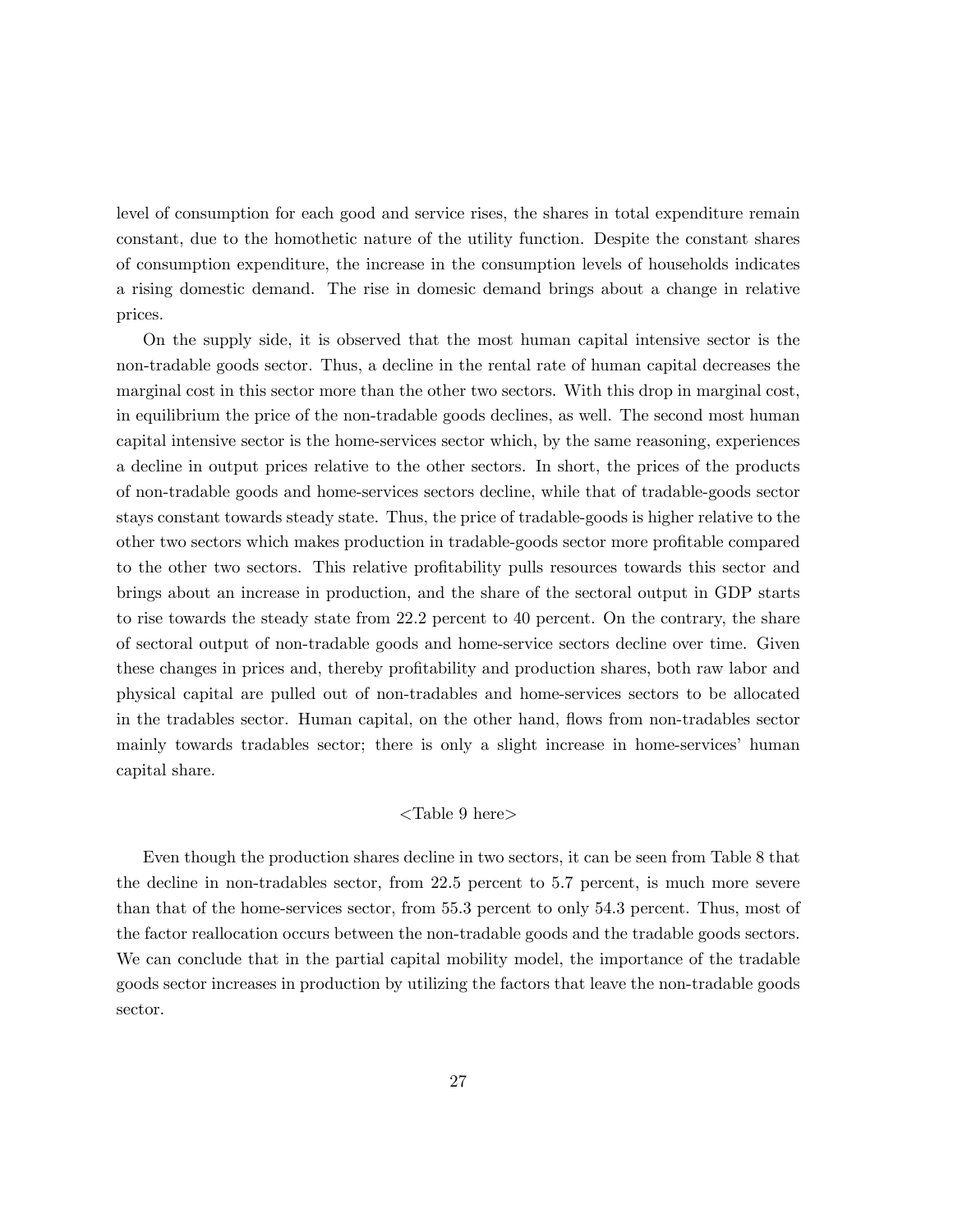level of consumption for each good and service rises, the shares in total expenditure remain constant, due to the homothetic nature of the utility function. Despite the constant shares of consumption expenditure, the increase in the consumption levels of households indicates a rising domestic demand. The rise in domesic demand brings about a change in relative prices.

On the supply side, it is observed that the most human capital intensive sector is the non-tradable goods sector. Thus, a decline in the rental rate of human capital decreases the marginal cost in this sector more than the other two sectors. With this drop in marginal cost, in equilibrium the price of the non-tradable goods declines, as well. The second most human capital intensive sector is the home-services sector which, by the same reasoning, experiences a decline in output prices relative to the other sectors. In short, the prices of the products of non-tradable goods and home-services sectors decline, while that of tradable-goods sector stays constant towards steady state. Thus, the price of tradable-goods is higher relative to the other two sectors which makes production in tradable-goods sector more profitable compared to the other two sectors. This relative profitability pulls resources towards this sector and brings about an increase in production, and the share of the sectoral output in GDP starts to rise towards the steady state from 22.2 percent to 40 percent. On the contrary, the share of sectoral output of non-tradable goods and home-service sectors decline over time. Given these changes in prices and, thereby profitability and production shares, both raw labor and physical capital are pulled out of non-tradables and home-services sectors to be allocated in the tradables sector. Human capital, on the other hand, flows from non-tradables sector mainly towards tradables sector; there is only a slight increase in home-services' human capital share.

<Table 9 here>

Even though the production shares decline in two sectors, it can be seen from Table 8 that the decline in non-tradables sector, from 22.5 percent to 5.7 percent, is much more severe than that of the home-services sector, from 55.3 percent to only 54.3 percent. Thus, most of the factor reallocation occurs between the non-tradable goods and the tradable goods sectors. We can conclude that in the partial capital mobility model, the importance of the tradable goods sector increases in production by utilizing the factors that leave the non-tradable goods sector.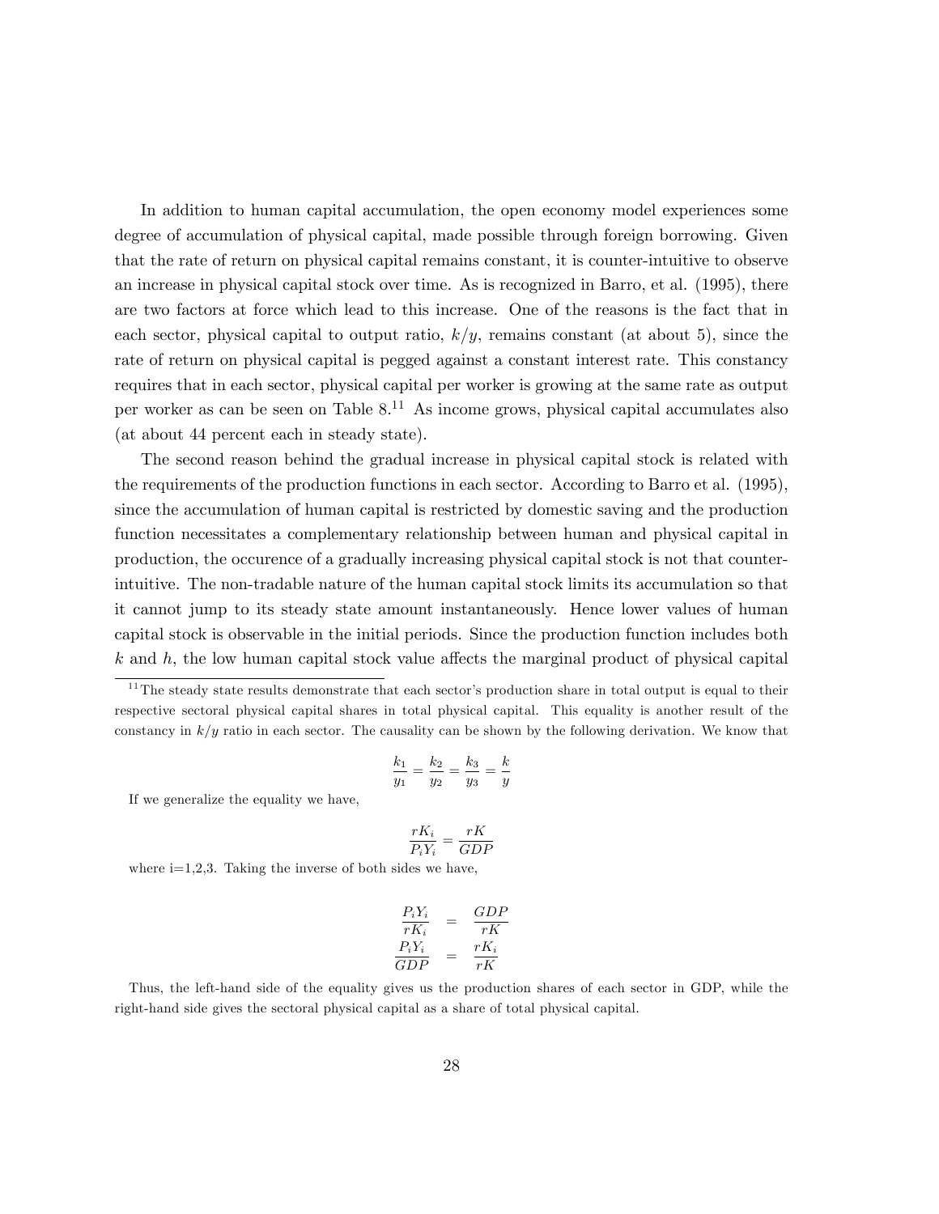In addition to human capital accumulation, the open economy model experiences some degree of accumulation of physical capital, made possible through foreign borrowing. Given that the rate of return on physical capital remains constant, it is counter-intuitive to observe an increase in physical capital stock over time. As is recognized in Barro, et al. (1995), there are two factors at force which lead to this increase. One of the reasons is the fact that in each sector, physical capital to output ratio, $k/y$, remains constant (at about 5), since the rate of return on physical capital is pegged against a constant interest rate. This constancy requires that in each sector, physical capital per worker is growing at the same rate as output per worker as can be seen on Table 8.[11] As income grows, physical capital accumulates also (at about 44 percent each in steady state).

The second reason behind the gradual increase in physical capital stock is related with the requirements of the production functions in each sector. According to Barro et al. (1995), since the accumulation of human capital is restricted by domestic saving and the production function necessitates a complementary relationship between human and physical capital in production, the occurence of a gradually increasing physical capital stock is not that counter-intuitive. The non-tradable nature of the human capital stock limits its accumulation so that it cannot jump to its steady state amount instantaneously. Hence lower values of human capital stock is observable in the initial periods. Since the production function includes both $k$ and $h$, the low human capital stock value affects the marginal product of physical capital

[11] The steady state results demonstrate that each sector's production share in total output is equal to their respective sectoral physical capital shares in total physical capital. This equality is another result of the constancy in $k/y$ ratio in each sector. The causality can be shown by the following derivation. We know that

$$\frac{k_1}{y_1} = \frac{k_2}{y_2} = \frac{k_3}{y_3} = \frac{k}{y}$$

If we generalize the equality we have,

$$\frac{rK_i}{P_i Y_i} = \frac{rK}{GDP}$$

where i=1,2,3. Taking the inverse of both sides we have,

$$\begin{aligned} \frac{P_i Y_i}{rK_i} &= \frac{GDP}{rK} \\ \frac{P_i Y_i}{GDP} &= \frac{rK_i}{rK} \end{aligned}$$

Thus, the left-hand side of the equality gives us the production shares of each sector in GDP, while the right-hand side gives the sectoral physical capital as a share of total physical capital.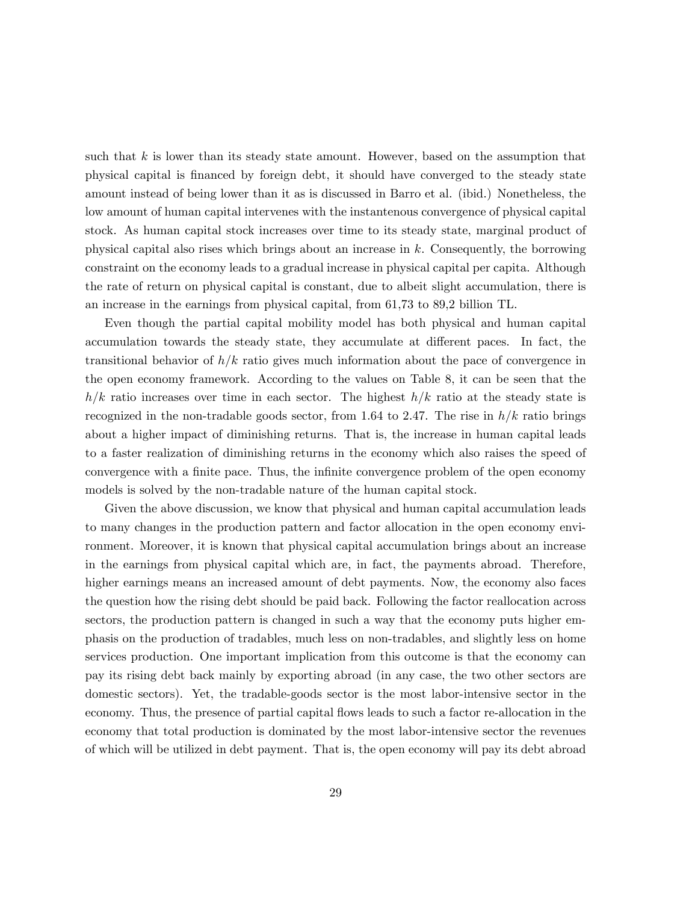such that $k$ is lower than its steady state amount. However, based on the assumption that physical capital is financed by foreign debt, it should have converged to the steady state amount instead of being lower than it as is discussed in Barro et al. (ibid.) Nonetheless, the low amount of human capital intervenes with the instantenous convergence of physical capital stock. As human capital stock increases over time to its steady state, marginal product of physical capital also rises which brings about an increase in $k$. Consequently, the borrowing constraint on the economy leads to a gradual increase in physical capital per capita. Although the rate of return on physical capital is constant, due to albeit slight accumulation, there is an increase in the earnings from physical capital, from 61,73 to 89,2 billion TL.

Even though the partial capital mobility model has both physical and human capital accumulation towards the steady state, they accumulate at different paces. In fact, the transitional behavior of $h/k$ ratio gives much information about the pace of convergence in the open economy framework. According to the values on Table 8, it can be seen that the $h/k$ ratio increases over time in each sector. The highest $h/k$ ratio at the steady state is recognized in the non-tradable goods sector, from 1.64 to 2.47. The rise in $h/k$ ratio brings about a higher impact of diminishing returns. That is, the increase in human capital leads to a faster realization of diminishing returns in the economy which also raises the speed of convergence with a finite pace. Thus, the infinite convergence problem of the open economy models is solved by the non-tradable nature of the human capital stock.

Given the above discussion, we know that physical and human capital accumulation leads to many changes in the production pattern and factor allocation in the open economy environment. Moreover, it is known that physical capital accumulation brings about an increase in the earnings from physical capital which are, in fact, the payments abroad. Therefore, higher earnings means an increased amount of debt payments. Now, the economy also faces the question how the rising debt should be paid back. Following the factor reallocation across sectors, the production pattern is changed in such a way that the economy puts higher emphasis on the production of tradables, much less on non-tradables, and slightly less on home services production. One important implication from this outcome is that the economy can pay its rising debt back mainly by exporting abroad (in any case, the two other sectors are domestic sectors). Yet, the tradable-goods sector is the most labor-intensive sector in the economy. Thus, the presence of partial capital flows leads to such a factor re-allocation in the economy that total production is dominated by the most labor-intensive sector the revenues of which will be utilized in debt payment. That is, the open economy will pay its debt abroad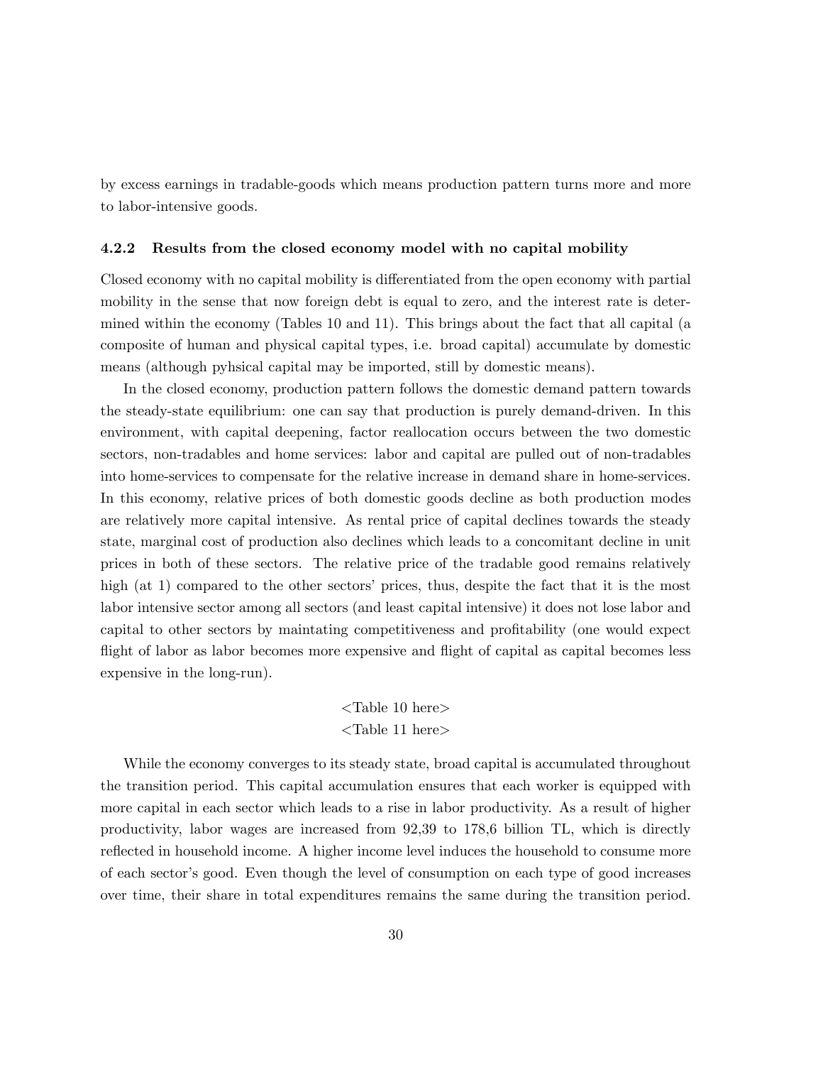by excess earnings in tradable-goods which means production pattern turns more and more to labor-intensive goods.

### 4.2.2 Results from the closed economy model with no capital mobility

Closed economy with no capital mobility is differentiated from the open economy with partial mobility in the sense that now foreign debt is equal to zero, and the interest rate is determined within the economy (Tables 10 and 11). This brings about the fact that all capital (a composite of human and physical capital types, i.e. broad capital) accumulate by domestic means (although pyhsical capital may be imported, still by domestic means).

In the closed economy, production pattern follows the domestic demand pattern towards the steady-state equilibrium: one can say that production is purely demand-driven. In this environment, with capital deepening, factor reallocation occurs between the two domestic sectors, non-tradables and home services: labor and capital are pulled out of non-tradables into home-services to compensate for the relative increase in demand share in home-services. In this economy, relative prices of both domestic goods decline as both production modes are relatively more capital intensive. As rental price of capital declines towards the steady state, marginal cost of production also declines which leads to a concomitant decline in unit prices in both of these sectors. The relative price of the tradable good remains relatively high (at 1) compared to the other sectors' prices, thus, despite the fact that it is the most labor intensive sector among all sectors (and least capital intensive) it does not lose labor and capital to other sectors by maintating competitiveness and profitability (one would expect flight of labor as labor becomes more expensive and flight of capital as capital becomes less expensive in the long-run).

<Table 10 here>

<Table 11 here>

While the economy converges to its steady state, broad capital is accumulated throughout the transition period. This capital accumulation ensures that each worker is equipped with more capital in each sector which leads to a rise in labor productivity. As a result of higher productivity, labor wages are increased from 92,39 to 178,6 billion TL, which is directly reflected in household income. A higher income level induces the household to consume more of each sector's good. Even though the level of consumption on each type of good increases over time, their share in total expenditures remains the same during the transition period.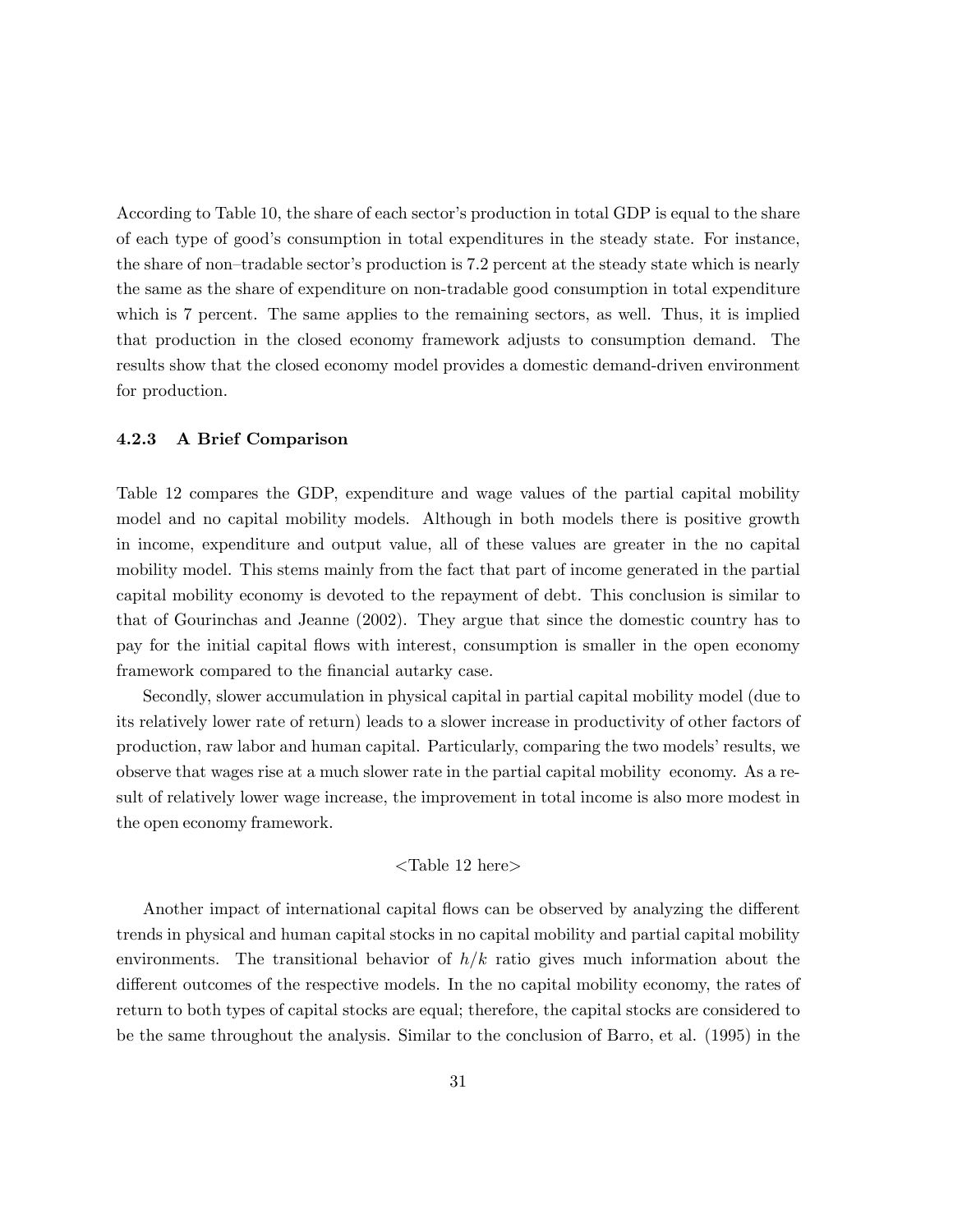According to Table 10, the share of each sector's production in total GDP is equal to the share of each type of good's consumption in total expenditures in the steady state. For instance, the share of non–tradable sector's production is 7.2 percent at the steady state which is nearly the same as the share of expenditure on non-tradable good consumption in total expenditure which is 7 percent. The same applies to the remaining sectors, as well. Thus, it is implied that production in the closed economy framework adjusts to consumption demand. The results show that the closed economy model provides a domestic demand-driven environment for production.

### 4.2.3 A Brief Comparison

Table 12 compares the GDP, expenditure and wage values of the partial capital mobility model and no capital mobility models. Although in both models there is positive growth in income, expenditure and output value, all of these values are greater in the no capital mobility model. This stems mainly from the fact that part of income generated in the partial capital mobility economy is devoted to the repayment of debt. This conclusion is similar to that of Gourinchas and Jeanne (2002). They argue that since the domestic country has to pay for the initial capital flows with interest, consumption is smaller in the open economy framework compared to the financial autarky case.

Secondly, slower accumulation in physical capital in partial capital mobility model (due to its relatively lower rate of return) leads to a slower increase in productivity of other factors of production, raw labor and human capital. Particularly, comparing the two models' results, we observe that wages rise at a much slower rate in the partial capital mobility economy. As a result of relatively lower wage increase, the improvement in total income is also more modest in the open economy framework.

<Table 12 here>

Another impact of international capital flows can be observed by analyzing the different trends in physical and human capital stocks in no capital mobility and partial capital mobility environments. The transitional behavior of $h/k$ ratio gives much information about the different outcomes of the respective models. In the no capital mobility economy, the rates of return to both types of capital stocks are equal; therefore, the capital stocks are considered to be the same throughout the analysis. Similar to the conclusion of Barro, et al. (1995) in the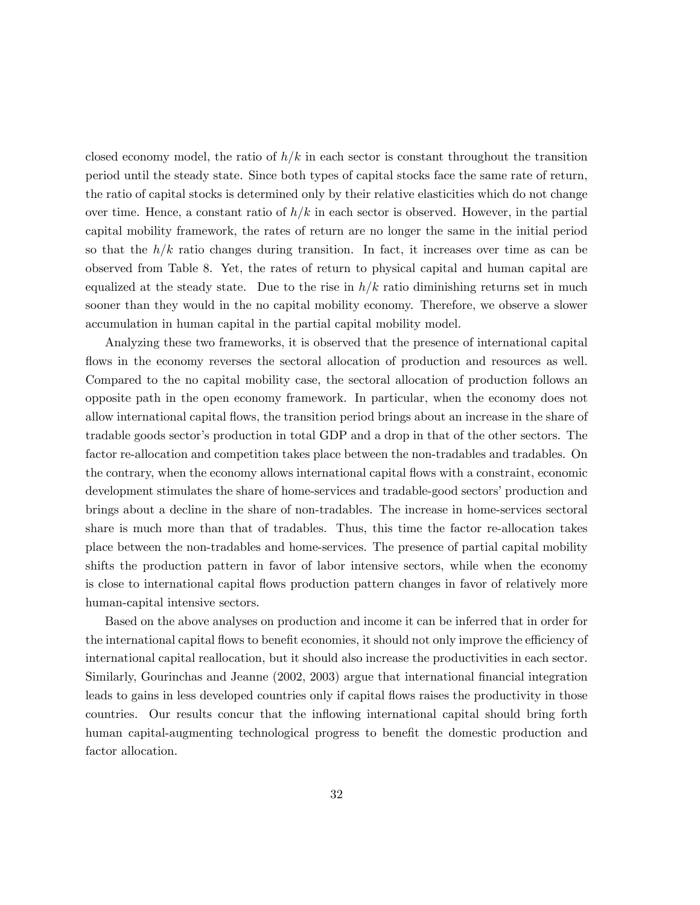closed economy model, the ratio of $h/k$ in each sector is constant throughout the transition period until the steady state. Since both types of capital stocks face the same rate of return, the ratio of capital stocks is determined only by their relative elasticities which do not change over time. Hence, a constant ratio of $h/k$ in each sector is observed. However, in the partial capital mobility framework, the rates of return are no longer the same in the initial period so that the $h/k$ ratio changes during transition. In fact, it increases over time as can be observed from Table 8. Yet, the rates of return to physical capital and human capital are equalized at the steady state. Due to the rise in $h/k$ ratio diminishing returns set in much sooner than they would in the no capital mobility economy. Therefore, we observe a slower accumulation in human capital in the partial capital mobility model.

Analyzing these two frameworks, it is observed that the presence of international capital flows in the economy reverses the sectoral allocation of production and resources as well. Compared to the no capital mobility case, the sectoral allocation of production follows an opposite path in the open economy framework. In particular, when the economy does not allow international capital flows, the transition period brings about an increase in the share of tradable goods sector's production in total GDP and a drop in that of the other sectors. The factor re-allocation and competition takes place between the non-tradables and tradables. On the contrary, when the economy allows international capital flows with a constraint, economic development stimulates the share of home-services and tradable-good sectors' production and brings about a decline in the share of non-tradables. The increase in home-services sectoral share is much more than that of tradables. Thus, this time the factor re-allocation takes place between the non-tradables and home-services. The presence of partial capital mobility shifts the production pattern in favor of labor intensive sectors, while when the economy is close to international capital flows production pattern changes in favor of relatively more human-capital intensive sectors.

Based on the above analyses on production and income it can be inferred that in order for the international capital flows to benefit economies, it should not only improve the efficiency of international capital reallocation, but it should also increase the productivities in each sector. Similarly, Gourinchas and Jeanne (2002, 2003) argue that international financial integration leads to gains in less developed countries only if capital flows raises the productivity in those countries. Our results concur that the inflowing international capital should bring forth human capital-augmenting technological progress to benefit the domestic production and factor allocation.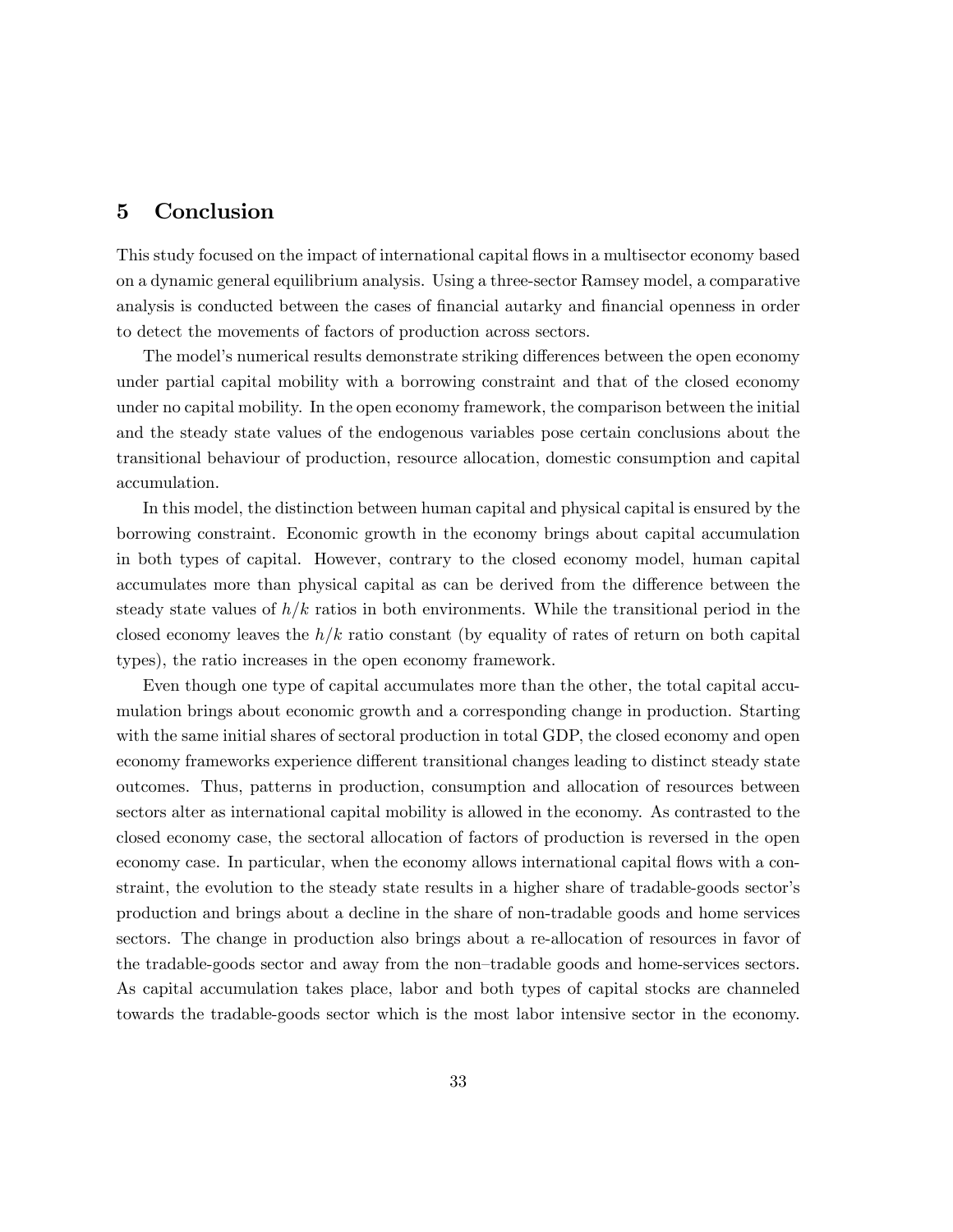## 5 Conclusion

This study focused on the impact of international capital flows in a multisector economy based on a dynamic general equilibrium analysis. Using a three-sector Ramsey model, a comparative analysis is conducted between the cases of financial autarky and financial openness in order to detect the movements of factors of production across sectors.

The model's numerical results demonstrate striking differences between the open economy under partial capital mobility with a borrowing constraint and that of the closed economy under no capital mobility. In the open economy framework, the comparison between the initial and the steady state values of the endogenous variables pose certain conclusions about the transitional behaviour of production, resource allocation, domestic consumption and capital accumulation.

In this model, the distinction between human capital and physical capital is ensured by the borrowing constraint. Economic growth in the economy brings about capital accumulation in both types of capital. However, contrary to the closed economy model, human capital accumulates more than physical capital as can be derived from the difference between the steady state values of $h/k$ ratios in both environments. While the transitional period in the closed economy leaves the $h/k$ ratio constant (by equality of rates of return on both capital types), the ratio increases in the open economy framework.

Even though one type of capital accumulates more than the other, the total capital accumulation brings about economic growth and a corresponding change in production. Starting with the same initial shares of sectoral production in total GDP, the closed economy and open economy frameworks experience different transitional changes leading to distinct steady state outcomes. Thus, patterns in production, consumption and allocation of resources between sectors alter as international capital mobility is allowed in the economy. As contrasted to the closed economy case, the sectoral allocation of factors of production is reversed in the open economy case. In particular, when the economy allows international capital flows with a constraint, the evolution to the steady state results in a higher share of tradable-goods sector's production and brings about a decline in the share of non-tradable goods and home services sectors. The change in production also brings about a re-allocation of resources in favor of the tradable-goods sector and away from the non–tradable goods and home-services sectors. As capital accumulation takes place, labor and both types of capital stocks are channeled towards the tradable-goods sector which is the most labor intensive sector in the economy.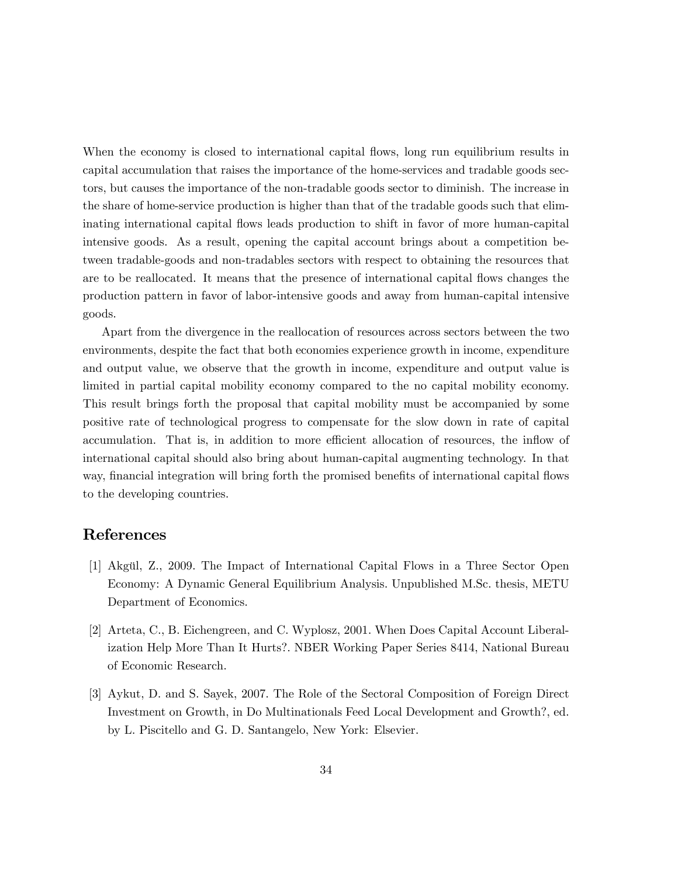When the economy is closed to international capital flows, long run equilibrium results in capital accumulation that raises the importance of the home-services and tradable goods sectors, but causes the importance of the non-tradable goods sector to diminish. The increase in the share of home-service production is higher than that of the tradable goods such that eliminating international capital flows leads production to shift in favor of more human-capital intensive goods. As a result, opening the capital account brings about a competition between tradable-goods and non-tradables sectors with respect to obtaining the resources that are to be reallocated. It means that the presence of international capital flows changes the production pattern in favor of labor-intensive goods and away from human-capital intensive goods.

Apart from the divergence in the reallocation of resources across sectors between the two environments, despite the fact that both economies experience growth in income, expenditure and output value, we observe that the growth in income, expenditure and output value is limited in partial capital mobility economy compared to the no capital mobility economy. This result brings forth the proposal that capital mobility must be accompanied by some positive rate of technological progress to compensate for the slow down in rate of capital accumulation. That is, in addition to more efficient allocation of resources, the inflow of international capital should also bring about human-capital augmenting technology. In that way, financial integration will bring forth the promised benefits of international capital flows to the developing countries.

# References

[1] Akgül, Z., 2009. The Impact of International Capital Flows in a Three Sector Open Economy: A Dynamic General Equilibrium Analysis. Unpublished M.Sc. thesis, METU Department of Economics.

[2] Arteta, C., B. Eichengreen, and C. Wyplosz, 2001. When Does Capital Account Liberalization Help More Than It Hurts?. NBER Working Paper Series 8414, National Bureau of Economic Research.

[3] Aykut, D. and S. Sayek, 2007. The Role of the Sectoral Composition of Foreign Direct Investment on Growth, in Do Multinationals Feed Local Development and Growth?, ed. by L. Piscitello and G. D. Santangelo, New York: Elsevier.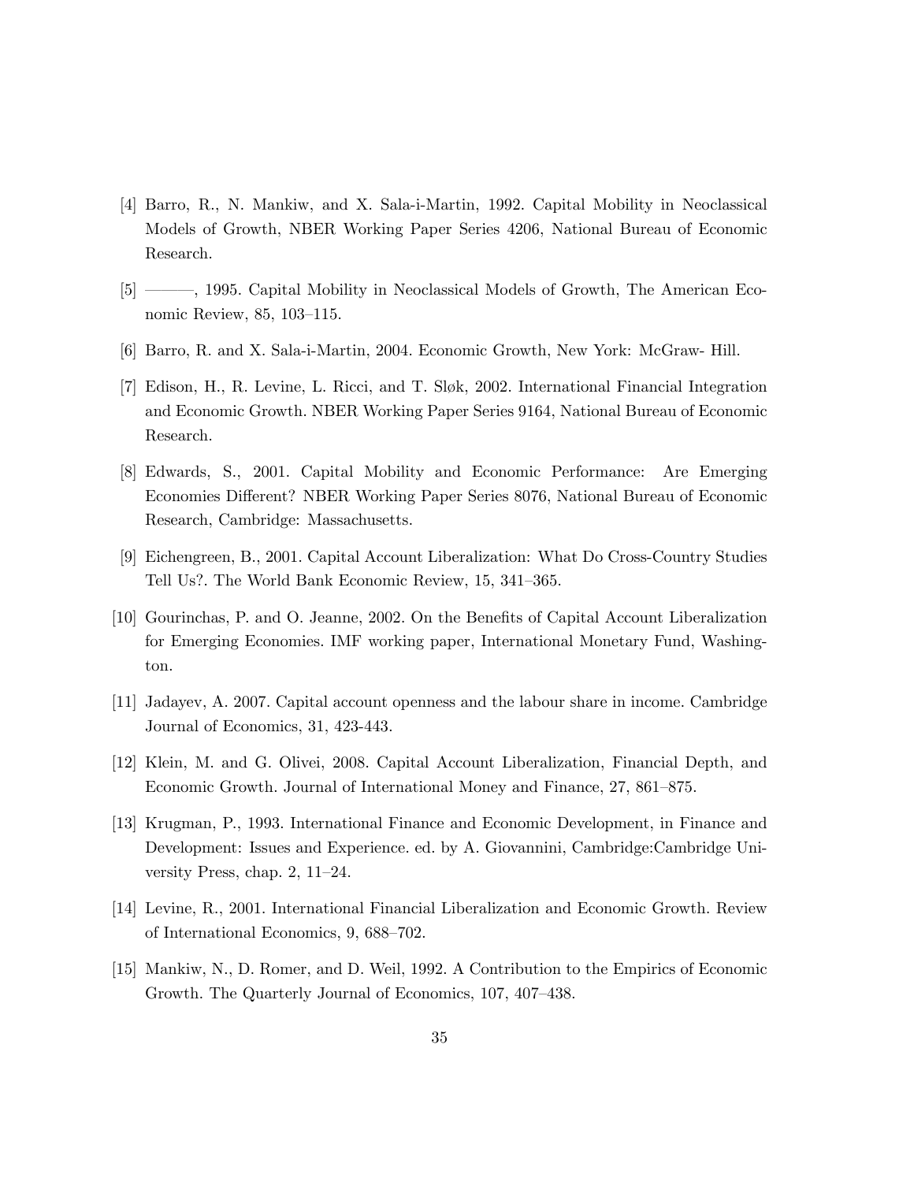[4] Barro, R., N. Mankiw, and X. Sala-i-Martin, 1992. Capital Mobility in Neoclassical Models of Growth, NBER Working Paper Series 4206, National Bureau of Economic Research.

[5] ———, 1995. Capital Mobility in Neoclassical Models of Growth, The American Economic Review, 85, 103–115.

[6] Barro, R. and X. Sala-i-Martin, 2004. Economic Growth, New York: McGraw- Hill.

[7] Edison, H., R. Levine, L. Ricci, and T. Sløk, 2002. International Financial Integration and Economic Growth. NBER Working Paper Series 9164, National Bureau of Economic Research.

[8] Edwards, S., 2001. Capital Mobility and Economic Performance: Are Emerging Economies Different? NBER Working Paper Series 8076, National Bureau of Economic Research, Cambridge: Massachusetts.

[9] Eichengreen, B., 2001. Capital Account Liberalization: What Do Cross-Country Studies Tell Us?. The World Bank Economic Review, 15, 341–365.

[10] Gourinchas, P. and O. Jeanne, 2002. On the Benefits of Capital Account Liberalization for Emerging Economies. IMF working paper, International Monetary Fund, Washington.

[11] Jadayev, A. 2007. Capital account openness and the labour share in income. Cambridge Journal of Economics, 31, 423-443.

[12] Klein, M. and G. Olivei, 2008. Capital Account Liberalization, Financial Depth, and Economic Growth. Journal of International Money and Finance, 27, 861–875.

[13] Krugman, P., 1993. International Finance and Economic Development, in Finance and Development: Issues and Experience. ed. by A. Giovannini, Cambridge:Cambridge University Press, chap. 2, 11–24.

[14] Levine, R., 2001. International Financial Liberalization and Economic Growth. Review of International Economics, 9, 688–702.

[15] Mankiw, N., D. Romer, and D. Weil, 1992. A Contribution to the Empirics of Economic Growth. The Quarterly Journal of Economics, 107, 407–438.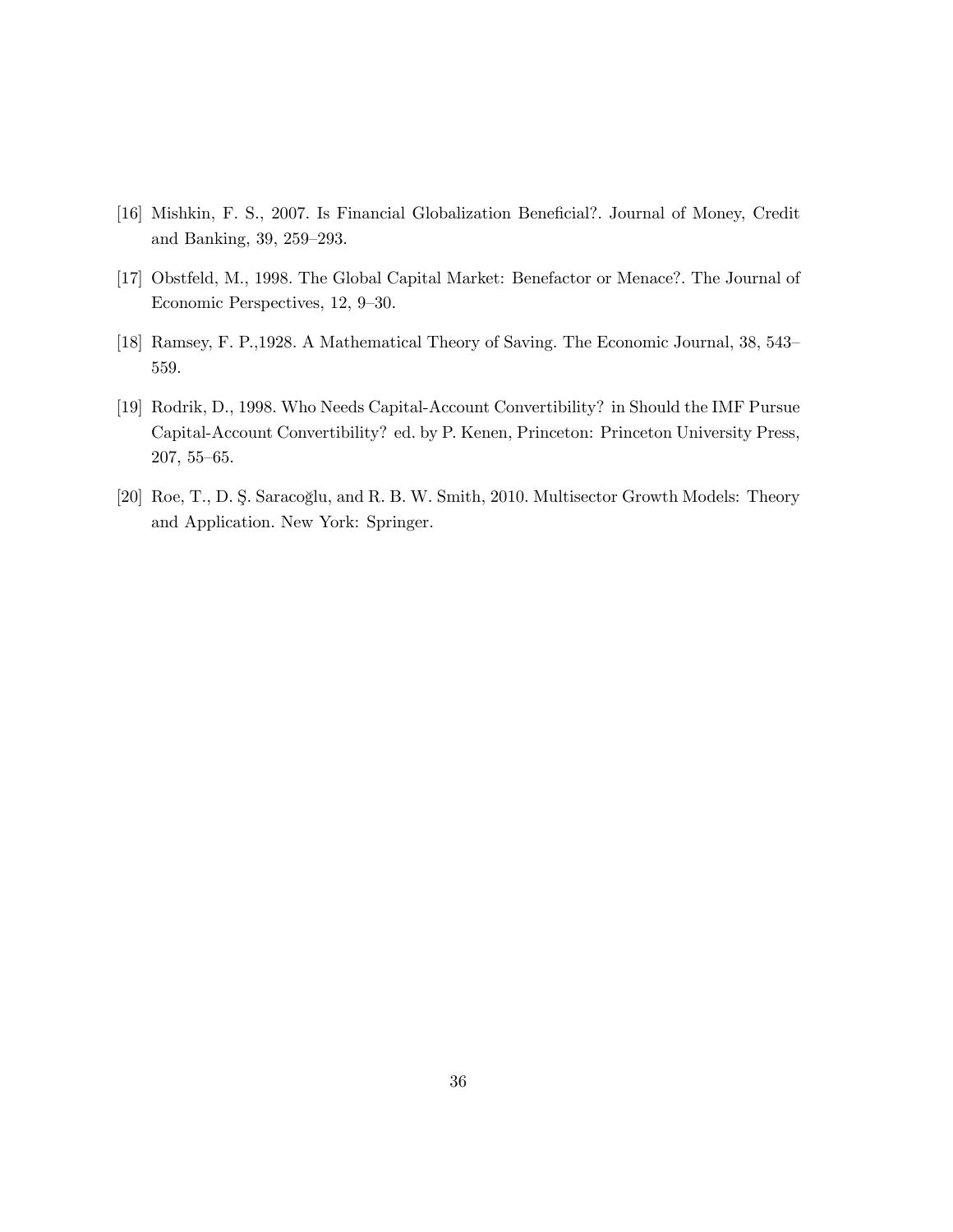[16] Mishkin, F. S., 2007. Is Financial Globalization Beneficial?. Journal of Money, Credit and Banking, 39, 259–293.

[17] Obstfeld, M., 1998. The Global Capital Market: Benefactor or Menace?. The Journal of Economic Perspectives, 12, 9–30.

[18] Ramsey, F. P.,1928. A Mathematical Theory of Saving. The Economic Journal, 38, 543–559.

[19] Rodrik, D., 1998. Who Needs Capital-Account Convertibility? in Should the IMF Pursue Capital-Account Convertibility? ed. by P. Kenen, Princeton: Princeton University Press, 207, 55–65.

[20] Roe, T., D. Ş. Saracoğlu, and R. B. W. Smith, 2010. Multisector Growth Models: Theory and Application. New York: Springer.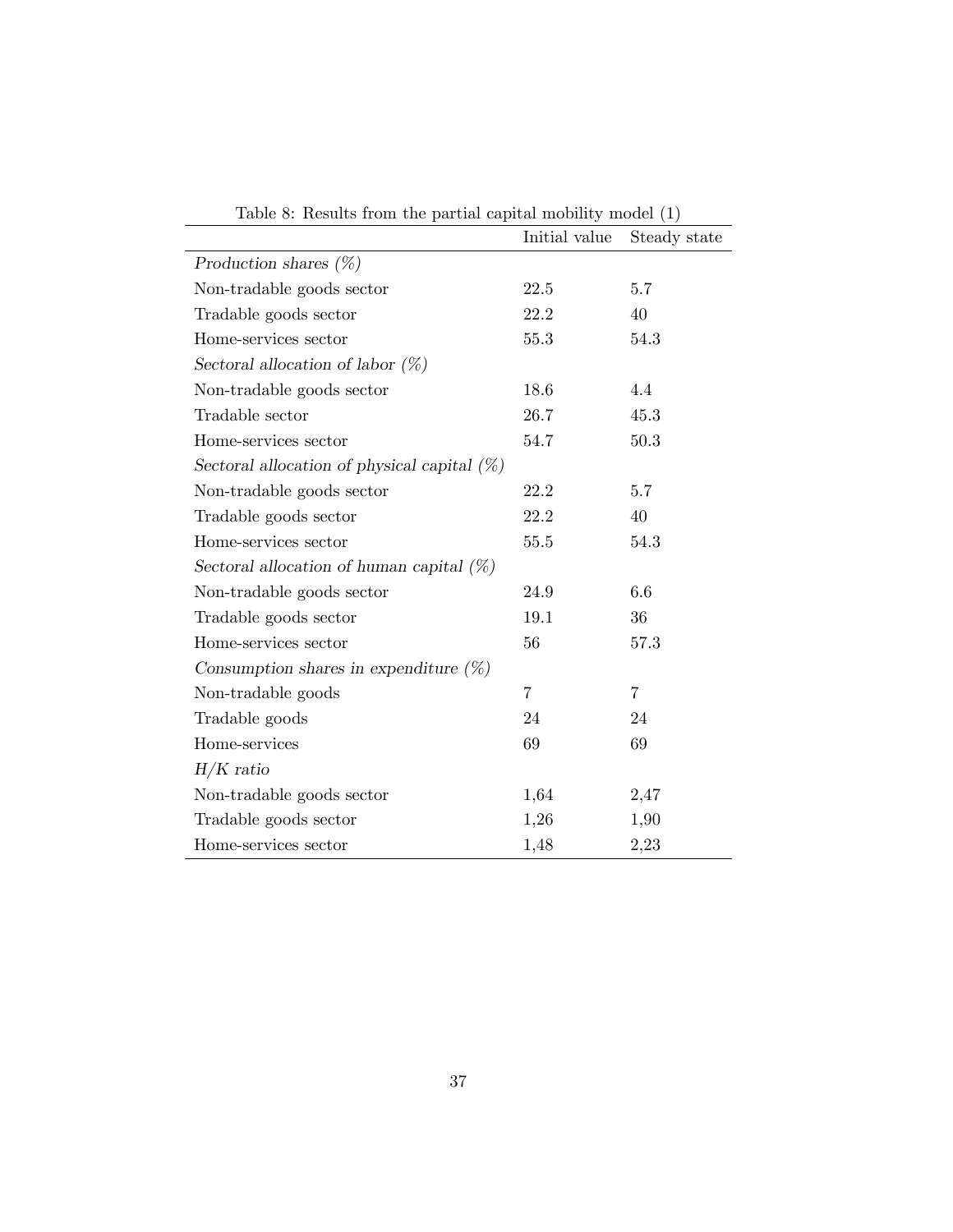Table 8: Results from the partial capital mobility model (1)

| | Initial value | Steady state |
|---|---|---|
| *Production shares (%)* | | |
| Non-tradable goods sector | 22.5 | 5.7 |
| Tradable goods sector | 22.2 | 40 |
| Home-services sector | 55.3 | 54.3 |
| *Sectoral allocation of labor (%)* | | |
| Non-tradable goods sector | 18.6 | 4.4 |
| Tradable sector | 26.7 | 45.3 |
| Home-services sector | 54.7 | 50.3 |
| *Sectoral allocation of physical capital (%)* | | |
| Non-tradable goods sector | 22.2 | 5.7 |
| Tradable goods sector | 22.2 | 40 |
| Home-services sector | 55.5 | 54.3 |
| *Sectoral allocation of human capital (%)* | | |
| Non-tradable goods sector | 24.9 | 6.6 |
| Tradable goods sector | 19.1 | 36 |
| Home-services sector | 56 | 57.3 |
| *Consumption shares in expenditure (%)* | | |
| Non-tradable goods | 7 | 7 |
| Tradable goods | 24 | 24 |
| Home-services | 69 | 69 |
| *$H/K$ ratio* | | |
| Non-tradable goods sector | 1,64 | 2,47 |
| Tradable goods sector | 1,26 | 1,90 |
| Home-services sector | 1,48 | 2,23 |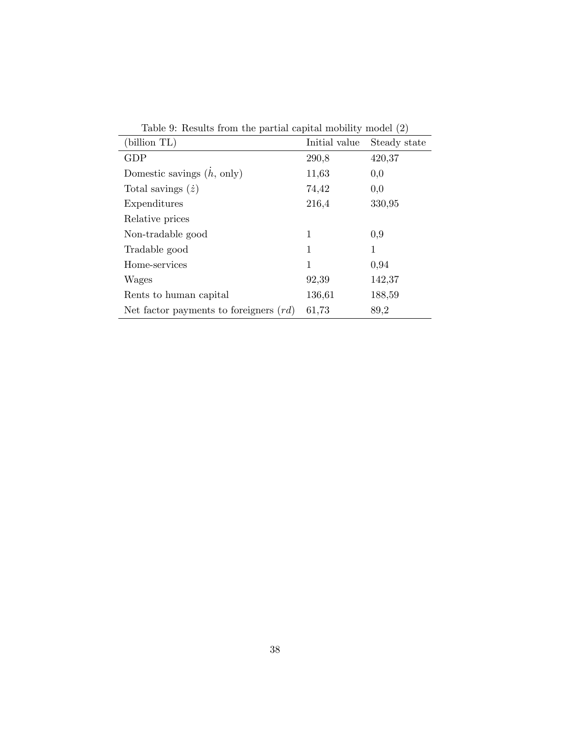Table 9: Results from the partial capital mobility model (2)

| (billion TL) | Initial value | Steady state |
|---|---|---|
| GDP | 290,8 | 420,37 |
| Domestic savings ($\dot{h}$, only) | 11,63 | 0,0 |
| Total savings ($\dot{z}$) | 74,42 | 0,0 |
| Expenditures | 216,4 | 330,95 |
| Relative prices | | |
| Non-tradable good | 1 | 0,9 |
| Tradable good | 1 | 1 |
| Home-services | 1 | 0,94 |
| Wages | 92,39 | 142,37 |
| Rents to human capital | 136,61 | 188,59 |
| Net factor payments to foreigners ($rd$) | 61,73 | 89,2 |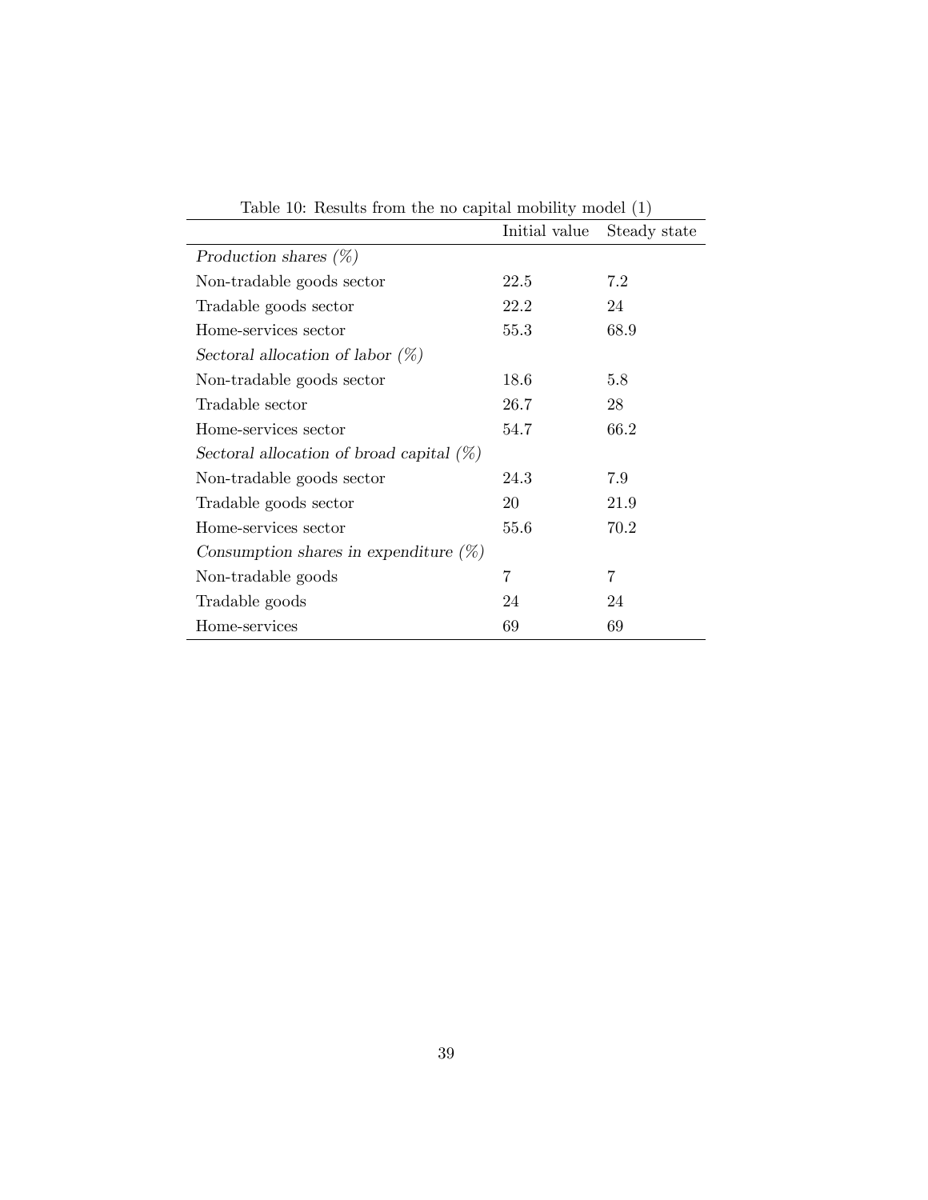Table 10: Results from the no capital mobility model (1)

| | Initial value | Steady state |
|---|---|---|
| *Production shares (%)* | | |
| Non-tradable goods sector | 22.5 | 7.2 |
| Tradable goods sector | 22.2 | 24 |
| Home-services sector | 55.3 | 68.9 |
| *Sectoral allocation of labor (%)* | | |
| Non-tradable goods sector | 18.6 | 5.8 |
| Tradable sector | 26.7 | 28 |
| Home-services sector | 54.7 | 66.2 |
| *Sectoral allocation of broad capital (%)* | | |
| Non-tradable goods sector | 24.3 | 7.9 |
| Tradable goods sector | 20 | 21.9 |
| Home-services sector | 55.6 | 70.2 |
| *Consumption shares in expenditure (%)* | | |
| Non-tradable goods | 7 | 7 |
| Tradable goods | 24 | 24 |
| Home-services | 69 | 69 |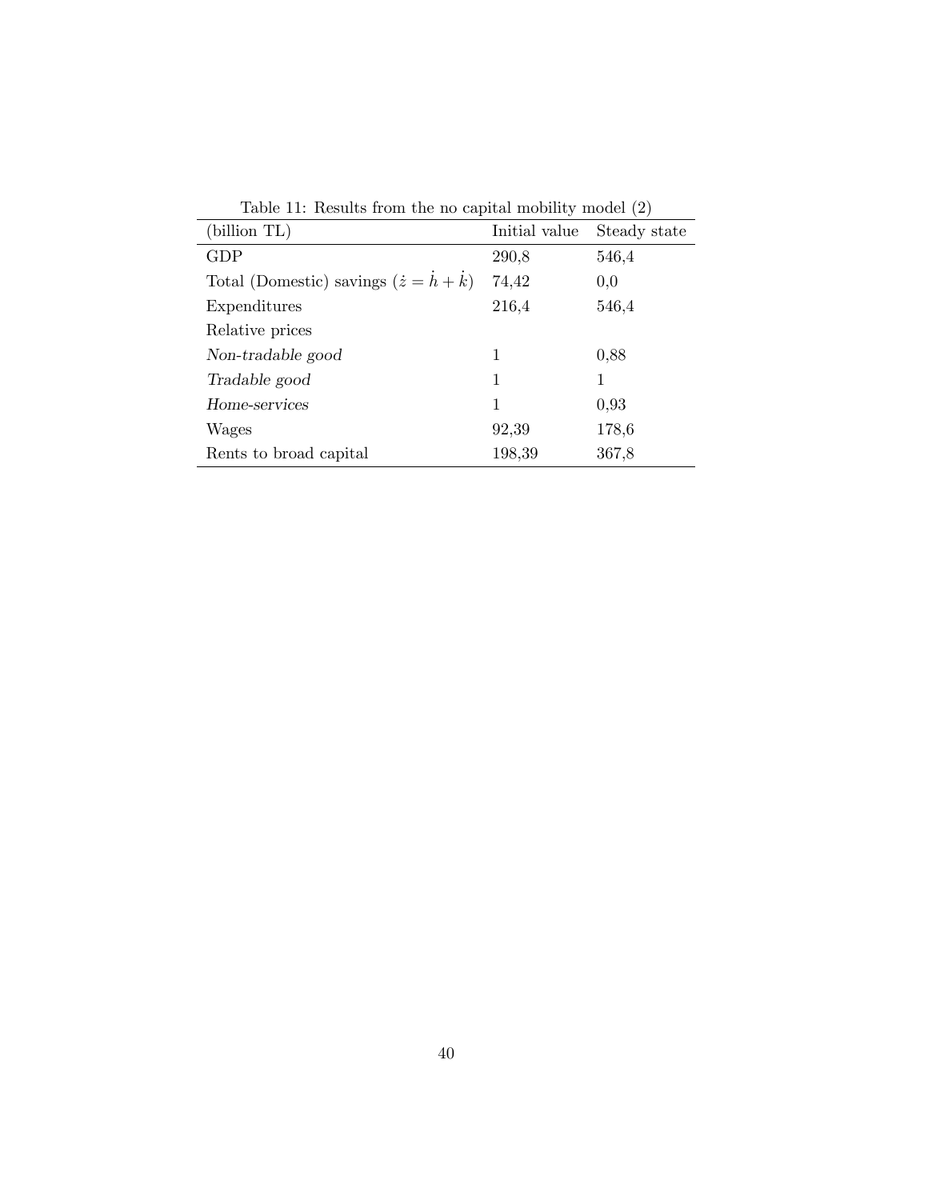Table 11: Results from the no capital mobility model (2)

| (billion TL) | Initial value | Steady state |
|---|---|---|
| GDP | 290,8 | 546,4 |
| Total (Domestic) savings ($\dot{z} = \dot{h} + \dot{k}$) | 74,42 | 0,0 |
| Expenditures | 216,4 | 546,4 |
| Relative prices | | |
| *Non-tradable good* | 1 | 0,88 |
| *Tradable good* | 1 | 1 |
| *Home-services* | 1 | 0,93 |
| Wages | 92,39 | 178,6 |
| Rents to broad capital | 198,39 | 367,8 |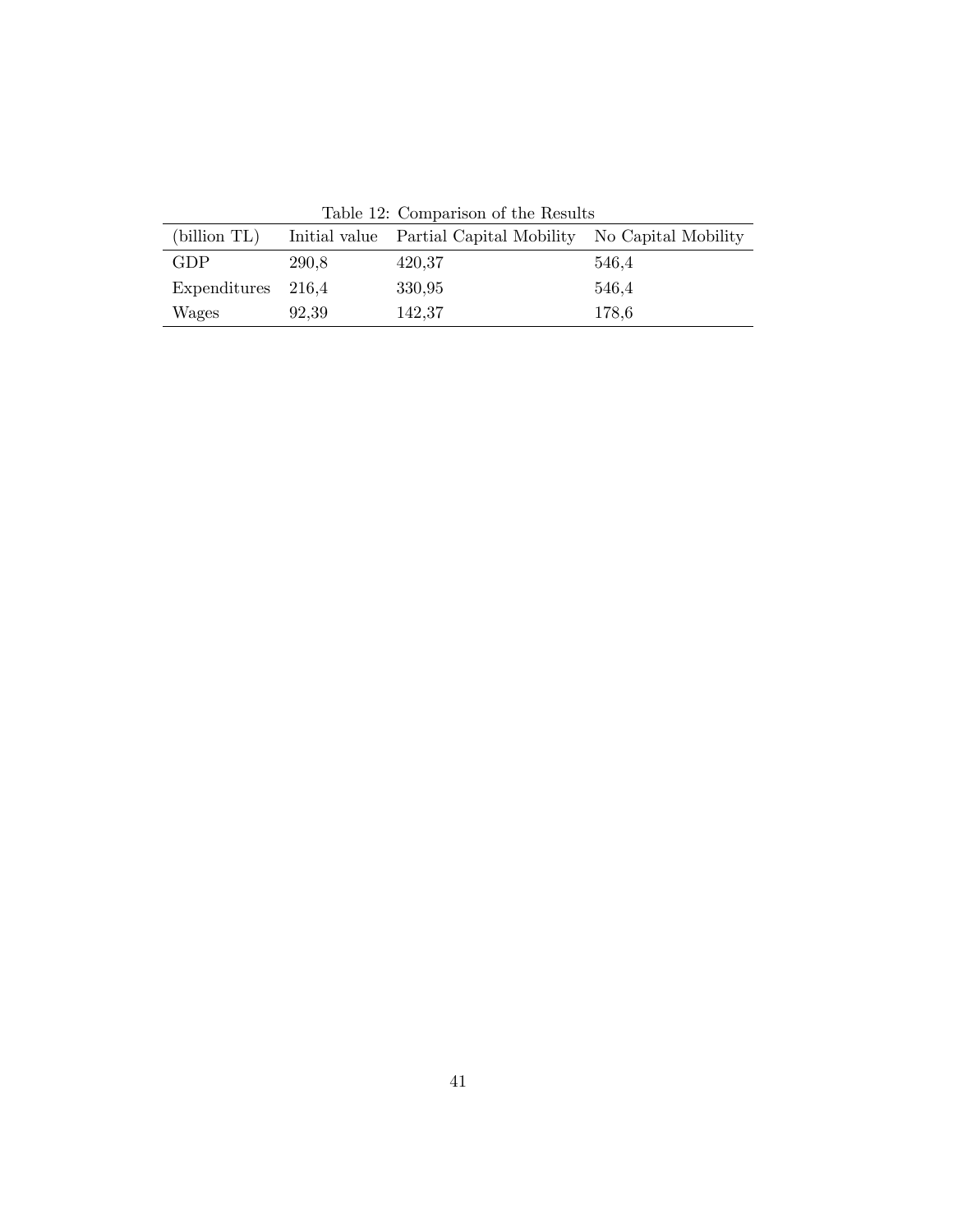Table 12: Comparison of the Results

| (billion TL) | Initial value | Partial Capital Mobility | No Capital Mobility |
|---|---|---|---|
| GDP | 290,8 | 420,37 | 546,4 |
| Expenditures | 216,4 | 330,95 | 546,4 |
| Wages | 92,39 | 142,37 | 178,6 |